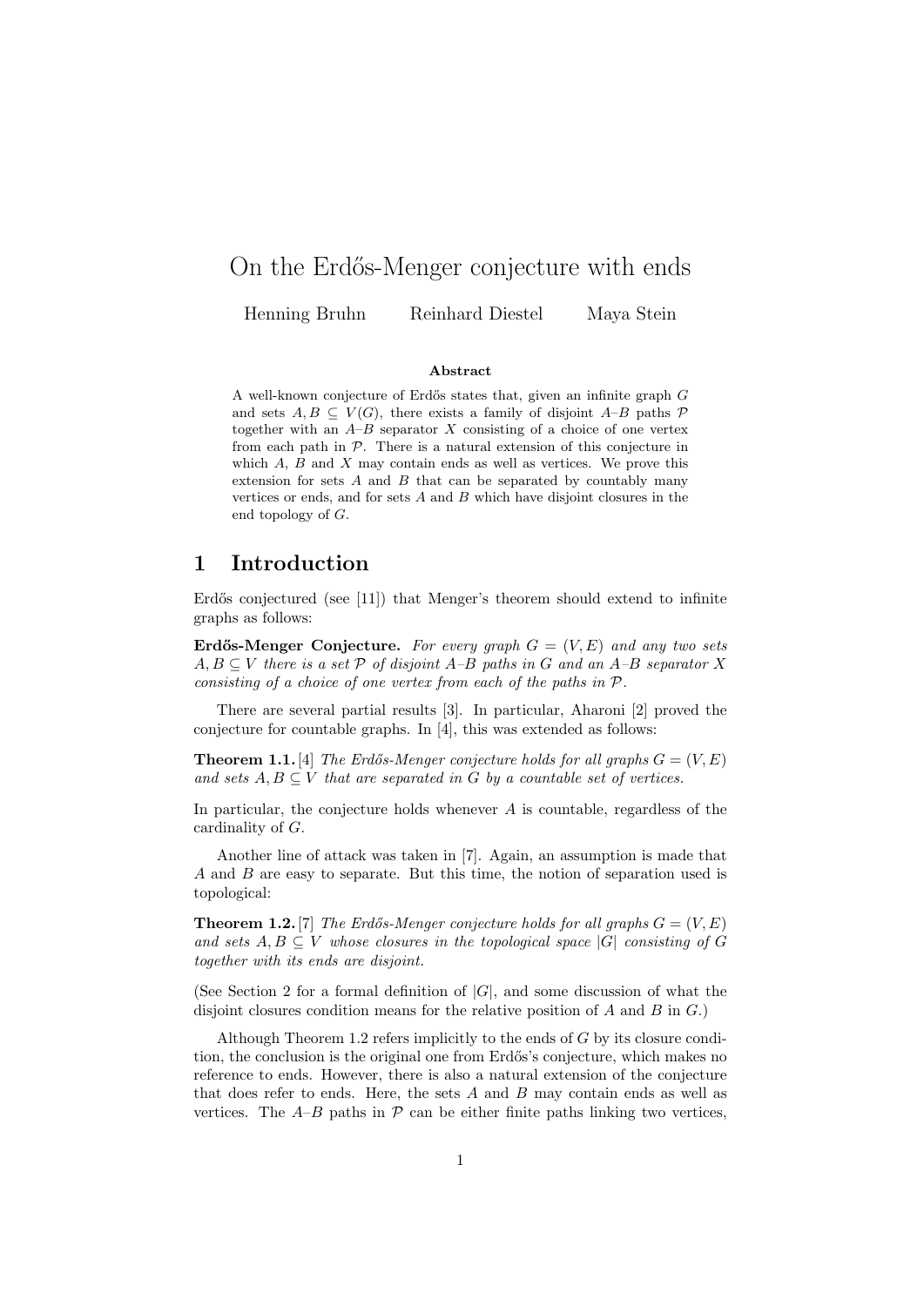# On the Erdős-Menger conjecture with ends

Henning Bruhn     Reinhard Diestel     Maya Stein

### Abstract

A well-known conjecture of Erdős states that, given an infinite graph $G$ and sets $A, B \subseteq V(G)$, there exists a family of disjoint $A$–$B$ paths $\mathcal{P}$ together with an $A$–$B$ separator $X$ consisting of a choice of one vertex from each path in $\mathcal{P}$. There is a natural extension of this conjecture in which $A$, $B$ and $X$ may contain ends as well as vertices. We prove this extension for sets $A$ and $B$ that can be separated by countably many vertices or ends, and for sets $A$ and $B$ which have disjoint closures in the end topology of $G$.

## 1 Introduction

Erdős conjectured (see [11]) that Menger's theorem should extend to infinite graphs as follows:

**Erdős-Menger Conjecture.** *For every graph $G = (V, E)$ and any two sets $A, B \subseteq V$ there is a set $\mathcal{P}$ of disjoint $A$–$B$ paths in $G$ and an $A$–$B$ separator $X$ consisting of a choice of one vertex from each of the paths in $\mathcal{P}$.*

There are several partial results [3]. In particular, Aharoni [2] proved the conjecture for countable graphs. In [4], this was extended as follows:

**Theorem 1.1.** [4] *The Erdős-Menger conjecture holds for all graphs $G = (V, E)$ and sets $A, B \subseteq V$ that are separated in $G$ by a countable set of vertices.*

In particular, the conjecture holds whenever $A$ is countable, regardless of the cardinality of $G$.

Another line of attack was taken in [7]. Again, an assumption is made that $A$ and $B$ are easy to separate. But this time, the notion of separation used is topological:

**Theorem 1.2.** [7] *The Erdős-Menger conjecture holds for all graphs $G = (V, E)$ and sets $A, B \subseteq V$ whose closures in the topological space $|G|$ consisting of $G$ together with its ends are disjoint.*

(See Section 2 for a formal definition of $|G|$, and some discussion of what the disjoint closures condition means for the relative position of $A$ and $B$ in $G$.)

Although Theorem 1.2 refers implicitly to the ends of $G$ by its closure condition, the conclusion is the original one from Erdős's conjecture, which makes no reference to ends. However, there is also a natural extension of the conjecture that does refer to ends. Here, the sets $A$ and $B$ may contain ends as well as vertices. The $A$–$B$ paths in $\mathcal{P}$ can be either finite paths linking two vertices,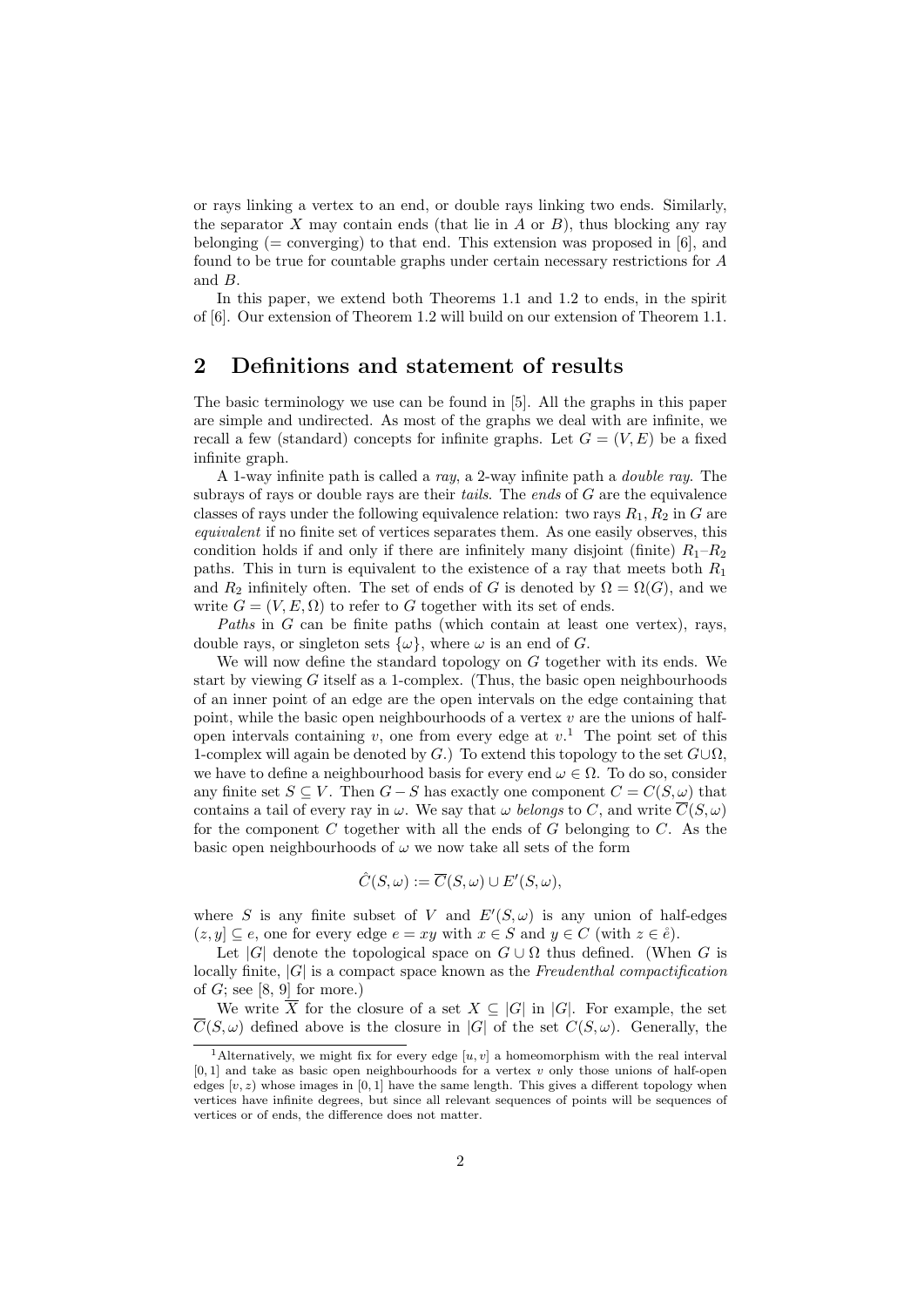or rays linking a vertex to an end, or double rays linking two ends. Similarly, the separator $X$ may contain ends (that lie in $A$ or $B$), thus blocking any ray belonging (= converging) to that end. This extension was proposed in [6], and found to be true for countable graphs under certain necessary restrictions for $A$ and $B$.

In this paper, we extend both Theorems 1.1 and 1.2 to ends, in the spirit of [6]. Our extension of Theorem 1.2 will build on our extension of Theorem 1.1.

## 2 Definitions and statement of results

The basic terminology we use can be found in [5]. All the graphs in this paper are simple and undirected. As most of the graphs we deal with are infinite, we recall a few (standard) concepts for infinite graphs. Let $G = (V, E)$ be a fixed infinite graph.

A 1-way infinite path is called a *ray*, a 2-way infinite path a *double ray*. The subrays of rays or double rays are their *tails*. The *ends* of $G$ are the equivalence classes of rays under the following equivalence relation: two rays $R_1, R_2$ in $G$ are *equivalent* if no finite set of vertices separates them. As one easily observes, this condition holds if and only if there are infinitely many disjoint (finite) $R_1$–$R_2$ paths. This in turn is equivalent to the existence of a ray that meets both $R_1$ and $R_2$ infinitely often. The set of ends of $G$ is denoted by $\Omega = \Omega(G)$, and we write $G = (V, E, \Omega)$ to refer to $G$ together with its set of ends.

*Paths* in $G$ can be finite paths (which contain at least one vertex), rays, double rays, or singleton sets $\{\omega\}$, where $\omega$ is an end of $G$.

We will now define the standard topology on $G$ together with its ends. We start by viewing $G$ itself as a 1-complex. (Thus, the basic open neighbourhoods of an inner point of an edge are the open intervals on the edge containing that point, while the basic open neighbourhoods of a vertex $v$ are the unions of half-open intervals containing $v$, one from every edge at $v$.[1] The point set of this 1-complex will again be denoted by $G$.) To extend this topology to the set $G \cup \Omega$, we have to define a neighbourhood basis for every end $\omega \in \Omega$. To do so, consider any finite set $S \subseteq V$. Then $G - S$ has exactly one component $C = C(S, \omega)$ that contains a tail of every ray in $\omega$. We say that $\omega$ *belongs* to $C$, and write $\overline{C}(S, \omega)$ for the component $C$ together with all the ends of $G$ belonging to $C$. As the basic open neighbourhoods of $\omega$ we now take all sets of the form

$$\hat{C}(S, \omega) := \overline{C}(S, \omega) \cup E'(S, \omega),$$

where $S$ is any finite subset of $V$ and $E'(S, \omega)$ is any union of half-edges $(z, y] \subseteq e$, one for every edge $e = xy$ with $x \in S$ and $y \in C$ (with $z \in \mathring{e}$).

Let $|G|$ denote the topological space on $G \cup \Omega$ thus defined. (When $G$ is locally finite, $|G|$ is a compact space known as the *Freudenthal compactification* of $G$; see [8, 9] for more.)

We write $\overline{X}$ for the closure of a set $X \subseteq |G|$ in $|G|$. For example, the set $\overline{C}(S, \omega)$ defined above is the closure in $|G|$ of the set $C(S, \omega)$. Generally, the

[1] Alternatively, we might fix for every edge $[u, v]$ a homeomorphism with the real interval $[0, 1]$ and take as basic open neighbourhoods for a vertex $v$ only those unions of half-open edges $[v, z)$ whose images in $[0, 1]$ have the same length. This gives a different topology when vertices have infinite degrees, but since all relevant sequences of points will be sequences of vertices or of ends, the difference does not matter.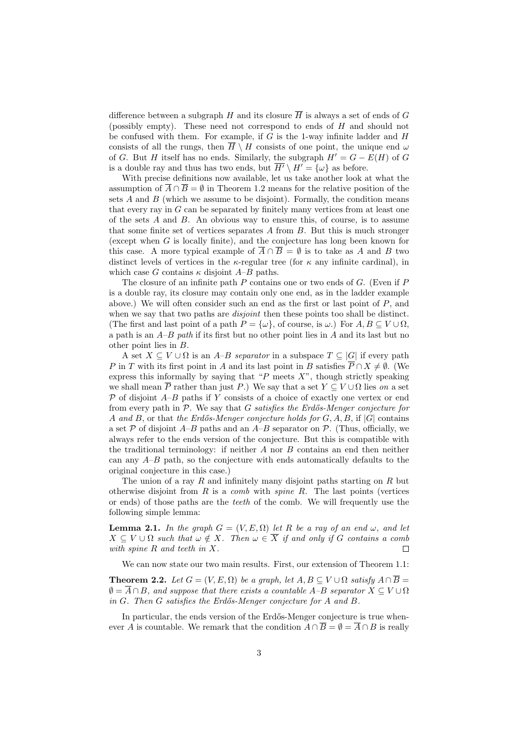difference between a subgraph $H$ and its closure $\overline{H}$ is always a set of ends of $G$ (possibly empty). These need not correspond to ends of $H$ and should not be confused with them. For example, if $G$ is the 1-way infinite ladder and $H$ consists of all the rungs, then $\overline{H} \setminus H$ consists of one point, the unique end $\omega$ of $G$. But $H$ itself has no ends. Similarly, the subgraph $H' = G - E(H)$ of $G$ is a double ray and thus has two ends, but $\overline{H'} \setminus H' = \{\omega\}$ as before.

With precise definitions now available, let us take another look at what the assumption of $\overline{A} \cap \overline{B} = \emptyset$ in Theorem 1.2 means for the relative position of the sets $A$ and $B$ (which we assume to be disjoint). Formally, the condition means that every ray in $G$ can be separated by finitely many vertices from at least one of the sets $A$ and $B$. An obvious way to ensure this, of course, is to assume that some finite set of vertices separates $A$ from $B$. But this is much stronger (except when $G$ is locally finite), and the conjecture has long been known for this case. A more typical example of $\overline{A} \cap \overline{B} = \emptyset$ is to take as $A$ and $B$ two distinct levels of vertices in the $\kappa$-regular tree (for $\kappa$ any infinite cardinal), in which case $G$ contains $\kappa$ disjoint $A$–$B$ paths.

The closure of an infinite path $P$ contains one or two ends of $G$. (Even if $P$ is a double ray, its closure may contain only one end, as in the ladder example above.) We will often consider such an end as the first or last point of $P$, and when we say that two paths are *disjoint* then these points too shall be distinct. (The first and last point of a path $P = \{\omega\}$, of course, is $\omega$.) For $A, B \subseteq V \cup \Omega$, a path is an *$A$–$B$ path* if its first but no other point lies in $A$ and its last but no other point lies in $B$.

A set $X \subseteq V \cup \Omega$ is an *$A$–$B$ separator* in a subspace $T \subseteq |G|$ if every path $P$ in $T$ with its first point in $A$ and its last point in $B$ satisfies $\overline{P} \cap X \neq \emptyset$. (We express this informally by saying that "$P$ meets $X$", though strictly speaking we shall mean $\overline{P}$ rather than just $P$.) We say that a set $Y \subseteq V \cup \Omega$ lies *on* a set $\mathcal{P}$ of disjoint $A$–$B$ paths if $Y$ consists of a choice of exactly one vertex or end from every path in $\mathcal{P}$. We say that *$G$ satisfies the Erdős-Menger conjecture for $A$ and $B$*, or that *the Erdős-Menger conjecture holds for $G, A, B$*, if $|G|$ contains a set $\mathcal{P}$ of disjoint $A$–$B$ paths and an $A$–$B$ separator on $\mathcal{P}$. (Thus, officially, we always refer to the ends version of the conjecture. But this is compatible with the traditional terminology: if neither $A$ nor $B$ contains an end then neither can any $A$–$B$ path, so the conjecture with ends automatically defaults to the original conjecture in this case.)

The union of a ray $R$ and infinitely many disjoint paths starting on $R$ but otherwise disjoint from $R$ is a *comb* with *spine* $R$. The last points (vertices or ends) of those paths are the *teeth* of the comb. We will frequently use the following simple lemma:

**Lemma 2.1.** *In the graph $G = (V, E, \Omega)$ let $R$ be a ray of an end $\omega$, and let $X \subseteq V \cup \Omega$ such that $\omega \notin X$. Then $\omega \in \overline{X}$ if and only if $G$ contains a comb with spine $R$ and teeth in $X$.* □

We can now state our two main results. First, our extension of Theorem 1.1:

**Theorem 2.2.** *Let $G = (V, E, \Omega)$ be a graph, let $A, B \subseteq V \cup \Omega$ satisfy $A \cap \overline{B} = \emptyset = \overline{A} \cap B$, and suppose that there exists a countable $A$–$B$ separator $X \subseteq V \cup \Omega$ in $G$. Then $G$ satisfies the Erdős-Menger conjecture for $A$ and $B$.*

In particular, the ends version of the Erdős-Menger conjecture is true whenever $A$ is countable. We remark that the condition $A \cap \overline{B} = \emptyset = \overline{A} \cap B$ is really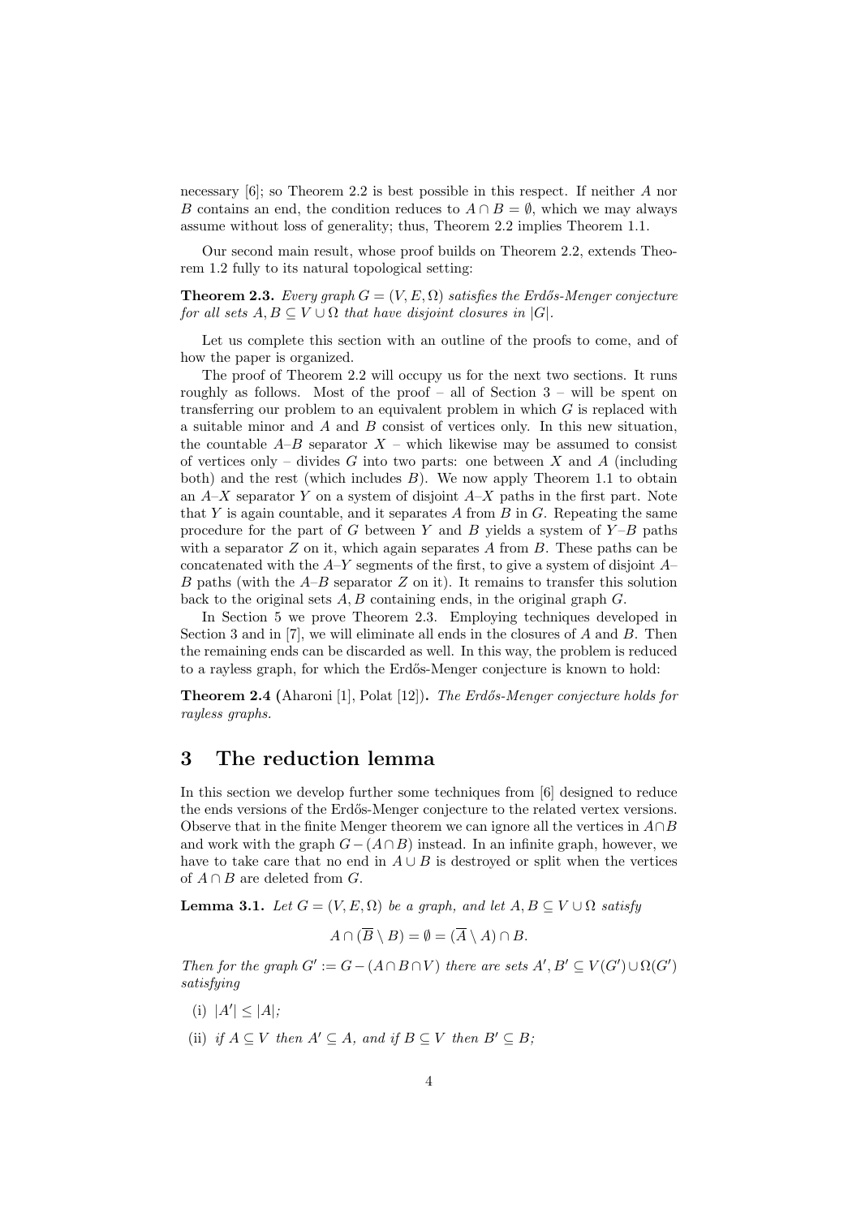necessary [6]; so Theorem 2.2 is best possible in this respect. If neither $A$ nor $B$ contains an end, the condition reduces to $A \cap B = \emptyset$, which we may always assume without loss of generality; thus, Theorem 2.2 implies Theorem 1.1.

Our second main result, whose proof builds on Theorem 2.2, extends Theorem 1.2 fully to its natural topological setting:

**Theorem 2.3.** *Every graph $G = (V, E, \Omega)$ satisfies the Erdős-Menger conjecture for all sets $A, B \subseteq V \cup \Omega$ that have disjoint closures in $|G|$.*

Let us complete this section with an outline of the proofs to come, and of how the paper is organized.

The proof of Theorem 2.2 will occupy us for the next two sections. It runs roughly as follows. Most of the proof – all of Section 3 – will be spent on transferring our problem to an equivalent problem in which $G$ is replaced with a suitable minor and $A$ and $B$ consist of vertices only. In this new situation, the countable $A$–$B$ separator $X$ – which likewise may be assumed to consist of vertices only – divides $G$ into two parts: one between $X$ and $A$ (including both) and the rest (which includes $B$). We now apply Theorem 1.1 to obtain an $A$–$X$ separator $Y$ on a system of disjoint $A$–$X$ paths in the first part. Note that $Y$ is again countable, and it separates $A$ from $B$ in $G$. Repeating the same procedure for the part of $G$ between $Y$ and $B$ yields a system of $Y$–$B$ paths with a separator $Z$ on it, which again separates $A$ from $B$. These paths can be concatenated with the $A$–$Y$ segments of the first, to give a system of disjoint $A$–$B$ paths (with the $A$–$B$ separator $Z$ on it). It remains to transfer this solution back to the original sets $A, B$ containing ends, in the original graph $G$.

In Section 5 we prove Theorem 2.3. Employing techniques developed in Section 3 and in [7], we will eliminate all ends in the closures of $A$ and $B$. Then the remaining ends can be discarded as well. In this way, the problem is reduced to a rayless graph, for which the Erdős-Menger conjecture is known to hold:

**Theorem 2.4** (Aharoni [1], Polat [12])**.** *The Erdős-Menger conjecture holds for rayless graphs.*

# 3 The reduction lemma

In this section we develop further some techniques from [6] designed to reduce the ends versions of the Erdős-Menger conjecture to the related vertex versions. Observe that in the finite Menger theorem we can ignore all the vertices in $A \cap B$ and work with the graph $G - (A \cap B)$ instead. In an infinite graph, however, we have to take care that no end in $A \cup B$ is destroyed or split when the vertices of $A \cap B$ are deleted from $G$.

**Lemma 3.1.** *Let $G = (V, E, \Omega)$ be a graph, and let $A, B \subseteq V \cup \Omega$ satisfy*

$$A \cap (\overline{B} \setminus B) = \emptyset = (\overline{A} \setminus A) \cap B.$$

*Then for the graph $G' := G - (A \cap B \cap V)$ there are sets $A', B' \subseteq V(G') \cup \Omega(G')$ satisfying*

- (i) *$|A'| \leq |A|$;*
- (ii) *if $A \subseteq V$ then $A' \subseteq A$, and if $B \subseteq V$ then $B' \subseteq B$;*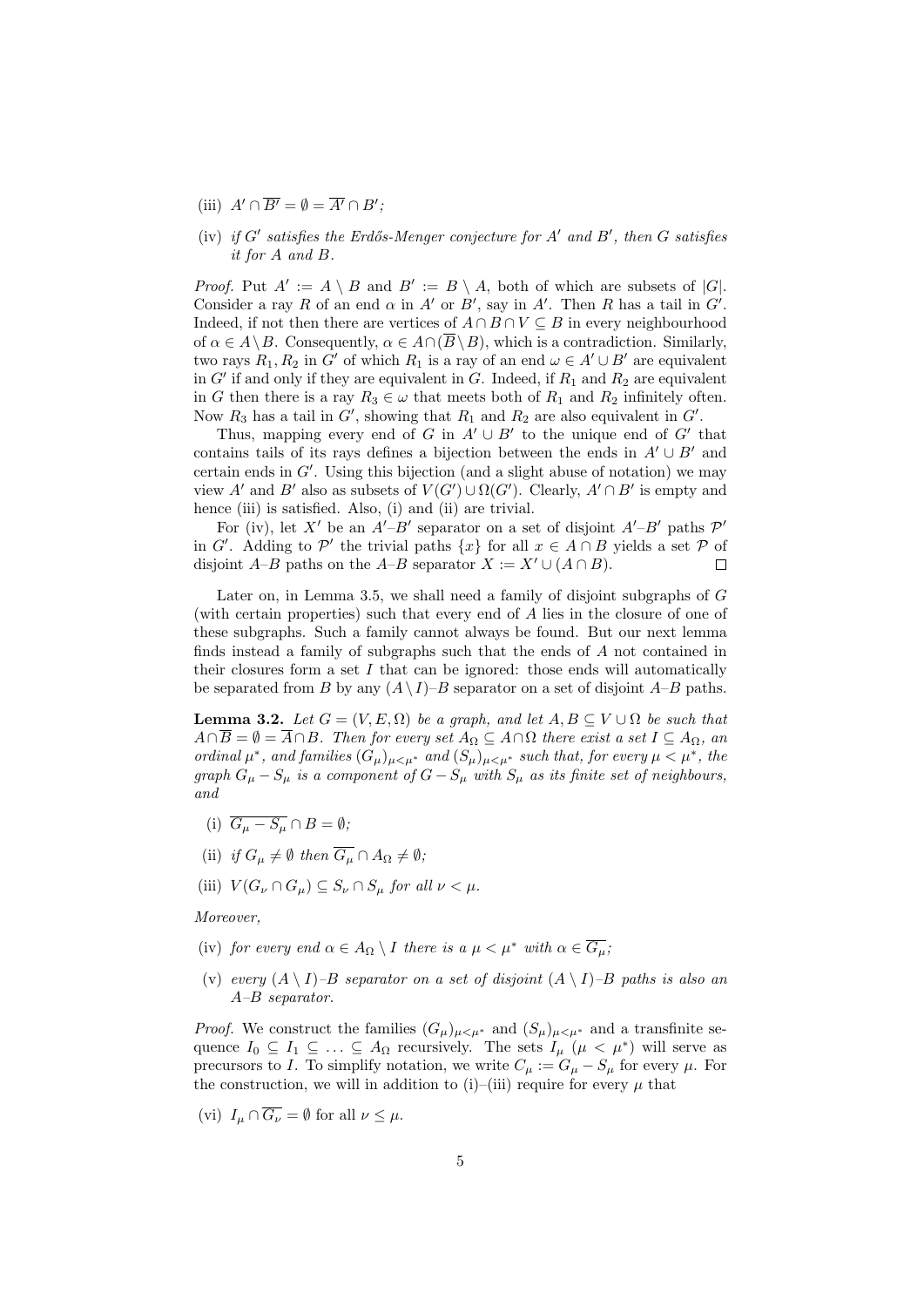(iii) $A' \cap \overline{B'} = \emptyset = \overline{A'} \cap B'$;

(iv) *if $G'$ satisfies the Erdős-Menger conjecture for $A'$ and $B'$, then $G$ satisfies it for $A$ and $B$.*

*Proof.* Put $A' := A \setminus B$ and $B' := B \setminus A$, both of which are subsets of $|G|$. Consider a ray $R$ of an end $\alpha$ in $A'$ or $B'$, say in $A'$. Then $R$ has a tail in $G'$. Indeed, if not then there are vertices of $A \cap B \cap V \subseteq B$ in every neighbourhood of $\alpha \in A \setminus B$. Consequently, $\alpha \in A \cap (\overline{B} \setminus B)$, which is a contradiction. Similarly, two rays $R_1, R_2$ in $G'$ of which $R_1$ is a ray of an end $\omega \in A' \cup B'$ are equivalent in $G'$ if and only if they are equivalent in $G$. Indeed, if $R_1$ and $R_2$ are equivalent in $G$ then there is a ray $R_3 \in \omega$ that meets both of $R_1$ and $R_2$ infinitely often. Now $R_3$ has a tail in $G'$, showing that $R_1$ and $R_2$ are also equivalent in $G'$.

Thus, mapping every end of $G$ in $A' \cup B'$ to the unique end of $G'$ that contains tails of its rays defines a bijection between the ends in $A' \cup B'$ and certain ends in $G'$. Using this bijection (and a slight abuse of notation) we may view $A'$ and $B'$ also as subsets of $V(G') \cup \Omega(G')$. Clearly, $A' \cap B'$ is empty and hence (iii) is satisfied. Also, (i) and (ii) are trivial.

For (iv), let $X'$ be an $A'$–$B'$ separator on a set of disjoint $A'$–$B'$ paths $\mathcal{P}'$ in $G'$. Adding to $\mathcal{P}'$ the trivial paths $\{x\}$ for all $x \in A \cap B$ yields a set $\mathcal{P}$ of disjoint $A$–$B$ paths on the $A$–$B$ separator $X := X' \cup (A \cap B)$. $\square$

Later on, in Lemma 3.5, we shall need a family of disjoint subgraphs of $G$ (with certain properties) such that every end of $A$ lies in the closure of one of these subgraphs. Such a family cannot always be found. But our next lemma finds instead a family of subgraphs such that the ends of $A$ not contained in their closures form a set $I$ that can be ignored: those ends will automatically be separated from $B$ by any $(A \setminus I)$–$B$ separator on a set of disjoint $A$–$B$ paths.

**Lemma 3.2.** *Let $G = (V, E, \Omega)$ be a graph, and let $A, B \subseteq V \cup \Omega$ be such that $A \cap \overline{B} = \emptyset = \overline{A} \cap B$. Then for every set $A_\Omega \subseteq A \cap \Omega$ there exist a set $I \subseteq A_\Omega$, an ordinal $\mu^*$, and families $(G_\mu)_{\mu<\mu^*}$ and $(S_\mu)_{\mu<\mu^*}$ such that, for every $\mu < \mu^*$, the graph $G_\mu - S_\mu$ is a component of $G - S_\mu$ with $S_\mu$ as its finite set of neighbours, and*

(i) $\overline{G_\mu - S_\mu} \cap B = \emptyset$;

(ii) *if $G_\mu \neq \emptyset$ then $\overline{G_\mu} \cap A_\Omega \neq \emptyset$;*

(iii) $V(G_\nu \cap G_\mu) \subseteq S_\nu \cap S_\mu$ *for all $\nu < \mu$.*

*Moreover,*

(iv) *for every end $\alpha \in A_\Omega \setminus I$ there is a $\mu < \mu^*$ with $\alpha \in \overline{G_\mu}$;*

(v) *every $(A \setminus I)$–$B$ separator on a set of disjoint $(A \setminus I)$–$B$ paths is also an $A$–$B$ separator.*

*Proof.* We construct the families $(G_\mu)_{\mu<\mu^*}$ and $(S_\mu)_{\mu<\mu^*}$ and a transfinite sequence $I_0 \subseteq I_1 \subseteq \ldots \subseteq A_\Omega$ recursively. The sets $I_\mu$ ($\mu < \mu^*$) will serve as precursors to $I$. To simplify notation, we write $C_\mu := G_\mu - S_\mu$ for every $\mu$. For the construction, we will in addition to (i)–(iii) require for every $\mu$ that

(vi) $I_\mu \cap \overline{G_\nu} = \emptyset$ for all $\nu \leq \mu$.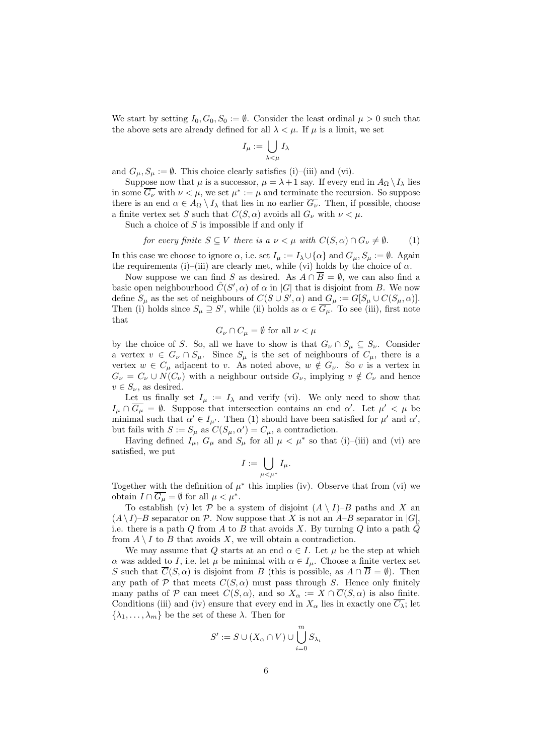We start by setting $I_0, G_0, S_0 := \emptyset$. Consider the least ordinal $\mu > 0$ such that the above sets are already defined for all $\lambda < \mu$. If $\mu$ is a limit, we set

$$I_\mu := \bigcup_{\lambda<\mu} I_\lambda$$

and $G_\mu, S_\mu := \emptyset$. This choice clearly satisfies (i)–(iii) and (vi).

Suppose now that $\mu$ is a successor, $\mu = \lambda+1$ say. If every end in $A_\Omega \setminus I_\lambda$ lies in some $\overline{G_\nu}$ with $\nu < \mu$, we set $\mu^* := \mu$ and terminate the recursion. So suppose there is an end $\alpha \in A_\Omega \setminus I_\lambda$ that lies in no earlier $\overline{G_\nu}$. Then, if possible, choose a finite vertex set $S$ such that $C(S, \alpha)$ avoids all $G_\nu$ with $\nu < \mu$.

Such a choice of $S$ is impossible if and only if

$$\textit{for every finite } S \subseteq V \textit{ there is a } \nu < \mu \textit{ with } C(S, \alpha) \cap G_\nu \neq \emptyset. \tag{1}$$

In this case we choose to ignore $\alpha$, i.e. set $I_\mu := I_\lambda \cup \{\alpha\}$ and $G_\mu, S_\mu := \emptyset$. Again the requirements (i)–(iii) are clearly met, while (vi) holds by the choice of $\alpha$.

Now suppose we can find $S$ as desired. As $A \cap \overline{B} = \emptyset$, we can also find a basic open neighbourhood $\hat{C}(S', \alpha)$ of $\alpha$ in $|G|$ that is disjoint from $B$. We now define $S_\mu$ as the set of neighbours of $C(S \cup S', \alpha)$ and $G_\mu := G[S_\mu \cup C(S_\mu, \alpha)]$. Then (i) holds since $S_\mu \supseteq S'$, while (ii) holds as $\alpha \in \overline{G_\mu}$. To see (iii), first note that

$$G_\nu \cap C_\mu = \emptyset \text{ for all } \nu < \mu$$

by the choice of $S$. So, all we have to show is that $G_\nu \cap S_\mu \subseteq S_\nu$. Consider a vertex $v \in G_\nu \cap S_\mu$. Since $S_\mu$ is the set of neighbours of $C_\mu$, there is a vertex $w \in C_\mu$ adjacent to $v$. As noted above, $w \notin G_\nu$. So $v$ is a vertex in $G_\nu = C_\nu \cup N(C_\nu)$ with a neighbour outside $G_\nu$, implying $v \notin C_\nu$ and hence $v \in S_\nu$, as desired.

Let us finally set $I_\mu := I_\lambda$ and verify (vi). We only need to show that $I_\mu \cap \overline{G_\mu} = \emptyset$. Suppose that intersection contains an end $\alpha'$. Let $\mu' < \mu$ be minimal such that $\alpha' \in I_{\mu'}$. Then (1) should have been satisfied for $\mu'$ and $\alpha'$, but fails with $S := S_\mu$ as $C(S_\mu, \alpha') = C_\mu$, a contradiction.

Having defined $I_\mu$, $G_\mu$ and $S_\mu$ for all $\mu < \mu^*$ so that (i)–(iii) and (vi) are satisfied, we put

$$I := \bigcup_{\mu<\mu^*} I_\mu.$$

Together with the definition of $\mu^*$ this implies (iv). Observe that from (vi) we obtain $I \cap \overline{G_\mu} = \emptyset$ for all $\mu < \mu^*$.

To establish (v) let $\mathcal{P}$ be a system of disjoint $(A \setminus I)$–$B$ paths and $X$ an $(A \setminus I)$–$B$ separator on $\mathcal{P}$. Now suppose that $X$ is not an $A$–$B$ separator in $|G|$, i.e. there is a path $Q$ from $A$ to $B$ that avoids $X$. By turning $Q$ into a path $\hat{Q}$ from $A \setminus I$ to $B$ that avoids $X$, we will obtain a contradiction.

We may assume that $Q$ starts at an end $\alpha \in I$. Let $\mu$ be the step at which $\alpha$ was added to $I$, i.e. let $\mu$ be minimal with $\alpha \in I_\mu$. Choose a finite vertex set $S$ such that $\overline{C}(S, \alpha)$ is disjoint from $B$ (this is possible, as $A \cap \overline{B} = \emptyset$). Then any path of $\mathcal{P}$ that meets $C(S, \alpha)$ must pass through $S$. Hence only finitely many paths of $\mathcal{P}$ can meet $C(S, \alpha)$, and so $X_\alpha := X \cap \overline{C}(S, \alpha)$ is also finite. Conditions (iii) and (iv) ensure that every end in $X_\alpha$ lies in exactly one $\overline{C_\lambda}$; let $\{\lambda_1, \ldots, \lambda_m\}$ be the set of these $\lambda$. Then for

$$S' := S \cup (X_\alpha \cap V) \cup \bigcup_{i=0}^{m} S_{\lambda_i}$$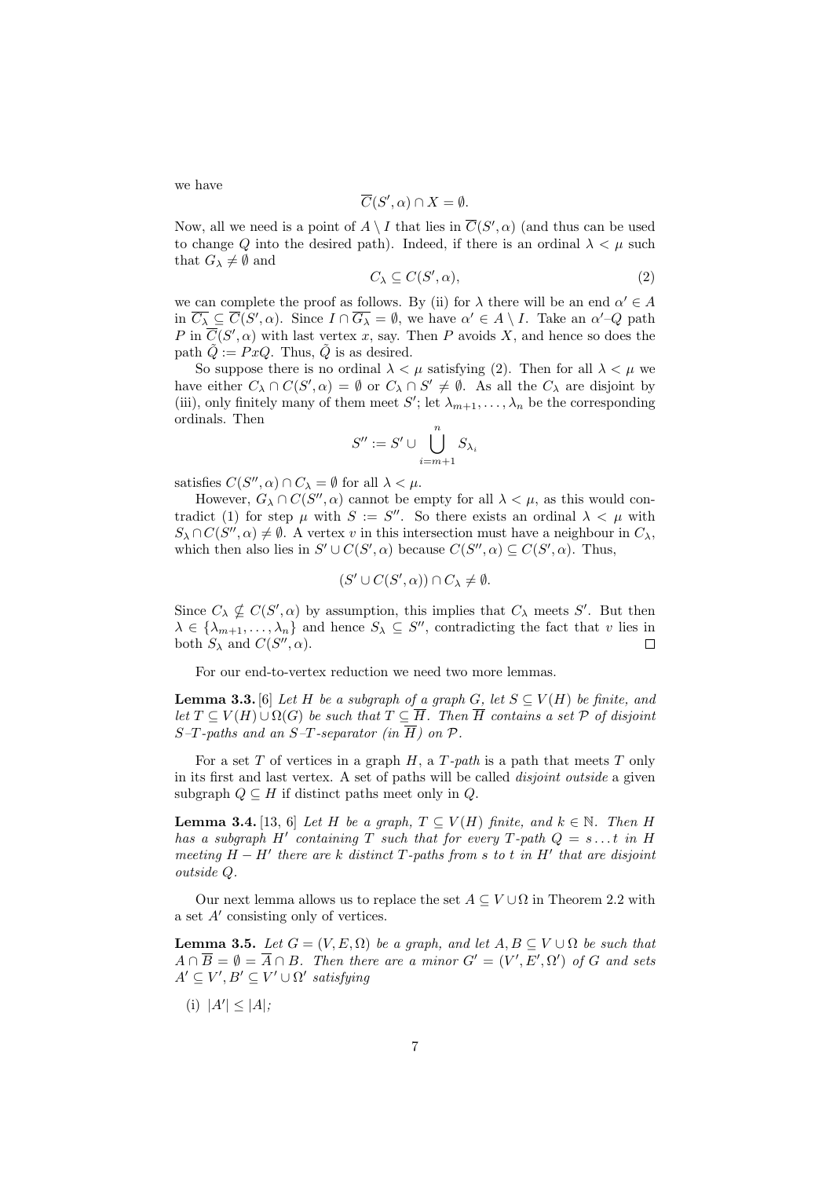we have

$$\overline{C}(S', \alpha) \cap X = \emptyset.$$

Now, all we need is a point of $A \setminus I$ that lies in $\overline{C}(S', \alpha)$ (and thus can be used to change $Q$ into the desired path). Indeed, if there is an ordinal $\lambda < \mu$ such that $G_\lambda \neq \emptyset$ and

$$C_\lambda \subseteq C(S', \alpha), \tag{2}$$

we can complete the proof as follows. By (ii) for $\lambda$ there will be an end $\alpha' \in A$ in $\overline{C_\lambda} \subseteq \overline{C}(S', \alpha)$. Since $I \cap \overline{G_\lambda} = \emptyset$, we have $\alpha' \in A \setminus I$. Take an $\alpha'$–$Q$ path $P$ in $\overline{C}(S', \alpha)$ with last vertex $x$, say. Then $P$ avoids $X$, and hence so does the path $\tilde{Q} := PxQ$. Thus, $\tilde{Q}$ is as desired.

So suppose there is no ordinal $\lambda < \mu$ satisfying (2). Then for all $\lambda < \mu$ we have either $C_\lambda \cap C(S', \alpha) = \emptyset$ or $C_\lambda \cap S' \neq \emptyset$. As all the $C_\lambda$ are disjoint by (iii), only finitely many of them meet $S'$; let $\lambda_{m+1}, \ldots, \lambda_n$ be the corresponding ordinals. Then

$$S'' := S' \cup \bigcup_{i=m+1}^{n} S_{\lambda_i}$$

satisfies $C(S'', \alpha) \cap C_\lambda = \emptyset$ for all $\lambda < \mu$.

However, $G_\lambda \cap C(S'', \alpha)$ cannot be empty for all $\lambda < \mu$, as this would contradict (1) for step $\mu$ with $S := S''$. So there exists an ordinal $\lambda < \mu$ with $S_\lambda \cap C(S'', \alpha) \neq \emptyset$. A vertex $v$ in this intersection must have a neighbour in $C_\lambda$, which then also lies in $S' \cup C(S', \alpha)$ because $C(S'', \alpha) \subseteq C(S', \alpha)$. Thus,

$$(S' \cup C(S', \alpha)) \cap C_\lambda \neq \emptyset.$$

Since $C_\lambda \nsubseteq C(S', \alpha)$ by assumption, this implies that $C_\lambda$ meets $S'$. But then $\lambda \in \{\lambda_{m+1}, \ldots, \lambda_n\}$ and hence $S_\lambda \subseteq S''$, contradicting the fact that $v$ lies in both $S_\lambda$ and $C(S'', \alpha)$. □

For our end-to-vertex reduction we need two more lemmas.

**Lemma 3.3.** [6] *Let $H$ be a subgraph of a graph $G$, let $S \subseteq V(H)$ be finite, and let $T \subseteq V(H) \cup \Omega(G)$ be such that $T \subseteq \overline{H}$. Then $\overline{H}$ contains a set $\mathcal{P}$ of disjoint $S$–$T$-paths and an $S$–$T$-separator (in $\overline{H}$) on $\mathcal{P}$.*

For a set $T$ of vertices in a graph $H$, a *$T$-path* is a path that meets $T$ only in its first and last vertex. A set of paths will be called *disjoint outside* a given subgraph $Q \subseteq H$ if distinct paths meet only in $Q$.

**Lemma 3.4.** [13, 6] *Let $H$ be a graph, $T \subseteq V(H)$ finite, and $k \in \mathbb{N}$. Then $H$ has a subgraph $H'$ containing $T$ such that for every $T$-path $Q = s \ldots t$ in $H$ meeting $H - H'$ there are $k$ distinct $T$-paths from $s$ to $t$ in $H'$ that are disjoint outside $Q$.*

Our next lemma allows us to replace the set $A \subseteq V \cup \Omega$ in Theorem 2.2 with a set $A'$ consisting only of vertices.

**Lemma 3.5.** *Let $G = (V, E, \Omega)$ be a graph, and let $A, B \subseteq V \cup \Omega$ be such that $A \cap \overline{B} = \emptyset = \overline{A} \cap B$. Then there are a minor $G' = (V', E', \Omega')$ of $G$ and sets $A' \subseteq V', B' \subseteq V' \cup \Omega'$ satisfying*

(i) $|A'| \leq |A|$;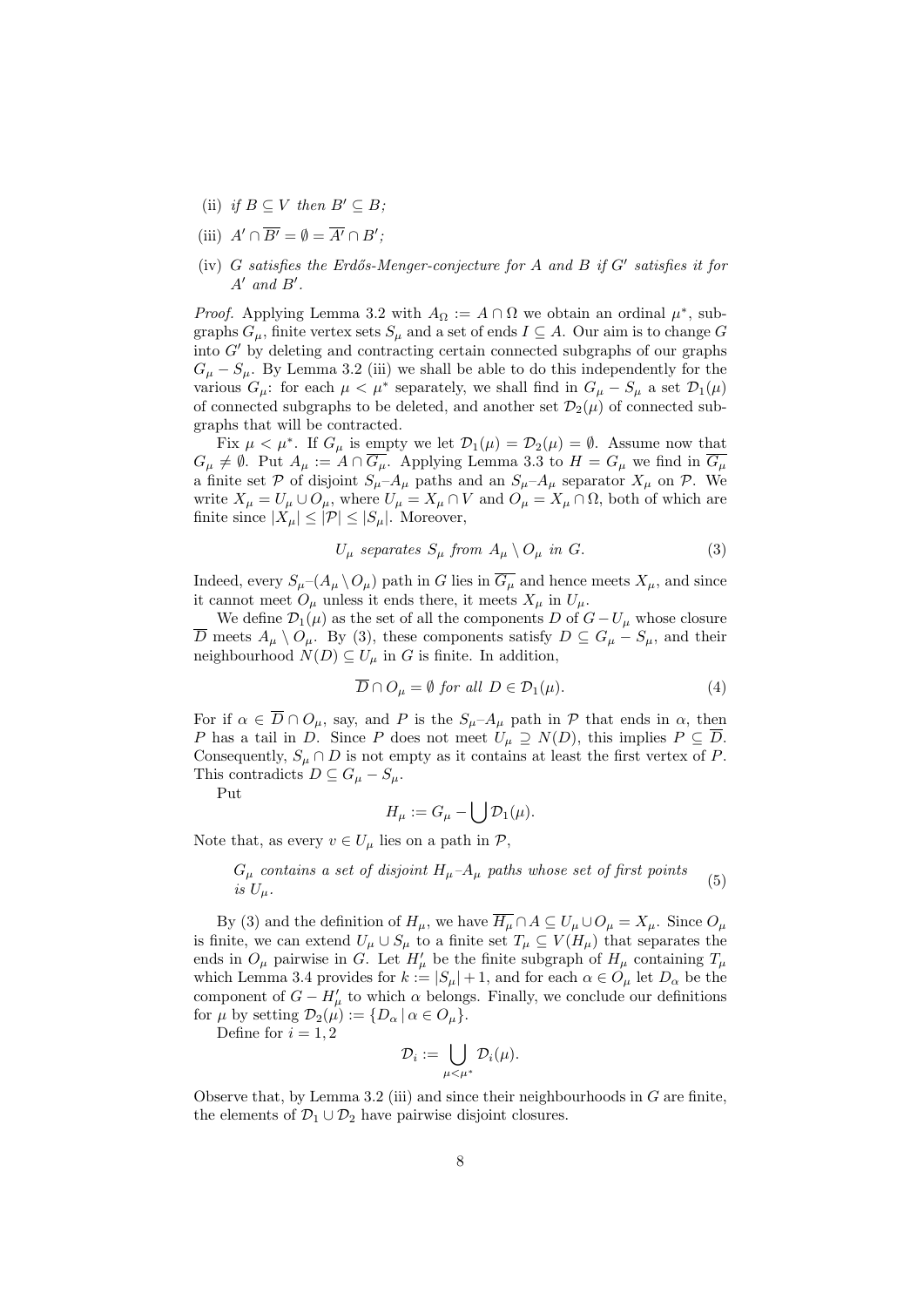(ii) *if $B \subseteq V$ then $B' \subseteq B$;*

(iii) $A' \cap \overline{B'} = \emptyset = \overline{A'} \cap B'$;

(iv) *$G$ satisfies the Erdős-Menger-conjecture for $A$ and $B$ if $G'$ satisfies it for $A'$ and $B'$.*

*Proof.* Applying Lemma 3.2 with $A_\Omega := A \cap \Omega$ we obtain an ordinal $\mu^*$, subgraphs $G_\mu$, finite vertex sets $S_\mu$ and a set of ends $I \subseteq A$. Our aim is to change $G$ into $G'$ by deleting and contracting certain connected subgraphs of our graphs $G_\mu - S_\mu$. By Lemma 3.2 (iii) we shall be able to do this independently for the various $G_\mu$: for each $\mu < \mu^*$ separately, we shall find in $G_\mu - S_\mu$ a set $\mathcal{D}_1(\mu)$ of connected subgraphs to be deleted, and another set $\mathcal{D}_2(\mu)$ of connected subgraphs that will be contracted.

Fix $\mu < \mu^*$. If $G_\mu$ is empty we let $\mathcal{D}_1(\mu) = \mathcal{D}_2(\mu) = \emptyset$. Assume now that $G_\mu \neq \emptyset$. Put $A_\mu := A \cap \overline{G_\mu}$. Applying Lemma 3.3 to $H = G_\mu$ we find in $\overline{G_\mu}$ a finite set $\mathcal{P}$ of disjoint $S_\mu$–$A_\mu$ paths and an $S_\mu$–$A_\mu$ separator $X_\mu$ on $\mathcal{P}$. We write $X_\mu = U_\mu \cup O_\mu$, where $U_\mu = X_\mu \cap V$ and $O_\mu = X_\mu \cap \Omega$, both of which are finite since $|X_\mu| \leq |\mathcal{P}| \leq |S_\mu|$. Moreover,

$$U_\mu \text{ separates } S_\mu \text{ from } A_\mu \setminus O_\mu \text{ in } G. \tag{3}$$

Indeed, every $S_\mu$–$(A_\mu \setminus O_\mu)$ path in $G$ lies in $\overline{G_\mu}$ and hence meets $X_\mu$, and since it cannot meet $O_\mu$ unless it ends there, it meets $X_\mu$ in $U_\mu$.

We define $\mathcal{D}_1(\mu)$ as the set of all the components $D$ of $G - U_\mu$ whose closure $\overline{D}$ meets $A_\mu \setminus O_\mu$. By (3), these components satisfy $D \subseteq G_\mu - S_\mu$, and their neighbourhood $N(D) \subseteq U_\mu$ in $G$ is finite. In addition,

$$\overline{D} \cap O_\mu = \emptyset \text{ for all } D \in \mathcal{D}_1(\mu). \tag{4}$$

For if $\alpha \in \overline{D} \cap O_\mu$, say, and $P$ is the $S_\mu$–$A_\mu$ path in $\mathcal{P}$ that ends in $\alpha$, then $P$ has a tail in $D$. Since $P$ does not meet $U_\mu \supseteq N(D)$, this implies $P \subseteq \overline{D}$. Consequently, $S_\mu \cap D$ is not empty as it contains at least the first vertex of $P$. This contradicts $D \subseteq G_\mu - S_\mu$.

Put

$$H_\mu := G_\mu - \bigcup \mathcal{D}_1(\mu).$$

Note that, as every $v \in U_\mu$ lies on a path in $\mathcal{P}$,

$$\text{$G_\mu$ contains a set of disjoint $H_\mu$–$A_\mu$ paths whose set of first points is $U_\mu$.} \tag{5}$$

By (3) and the definition of $H_\mu$, we have $\overline{H_\mu} \cap A \subseteq U_\mu \cup O_\mu = X_\mu$. Since $O_\mu$ is finite, we can extend $U_\mu \cup S_\mu$ to a finite set $T_\mu \subseteq V(H_\mu)$ that separates the ends in $O_\mu$ pairwise in $G$. Let $H'_\mu$ be the finite subgraph of $H_\mu$ containing $T_\mu$ which Lemma 3.4 provides for $k := |S_\mu| + 1$, and for each $\alpha \in O_\mu$ let $D_\alpha$ be the component of $G - H'_\mu$ to which $\alpha$ belongs. Finally, we conclude our definitions for $\mu$ by setting $\mathcal{D}_2(\mu) := \{D_\alpha \mid \alpha \in O_\mu\}$.

Define for $i = 1, 2$

$$\mathcal{D}_i := \bigcup_{\mu < \mu^*} \mathcal{D}_i(\mu).$$

Observe that, by Lemma 3.2 (iii) and since their neighbourhoods in $G$ are finite, the elements of $\mathcal{D}_1 \cup \mathcal{D}_2$ have pairwise disjoint closures.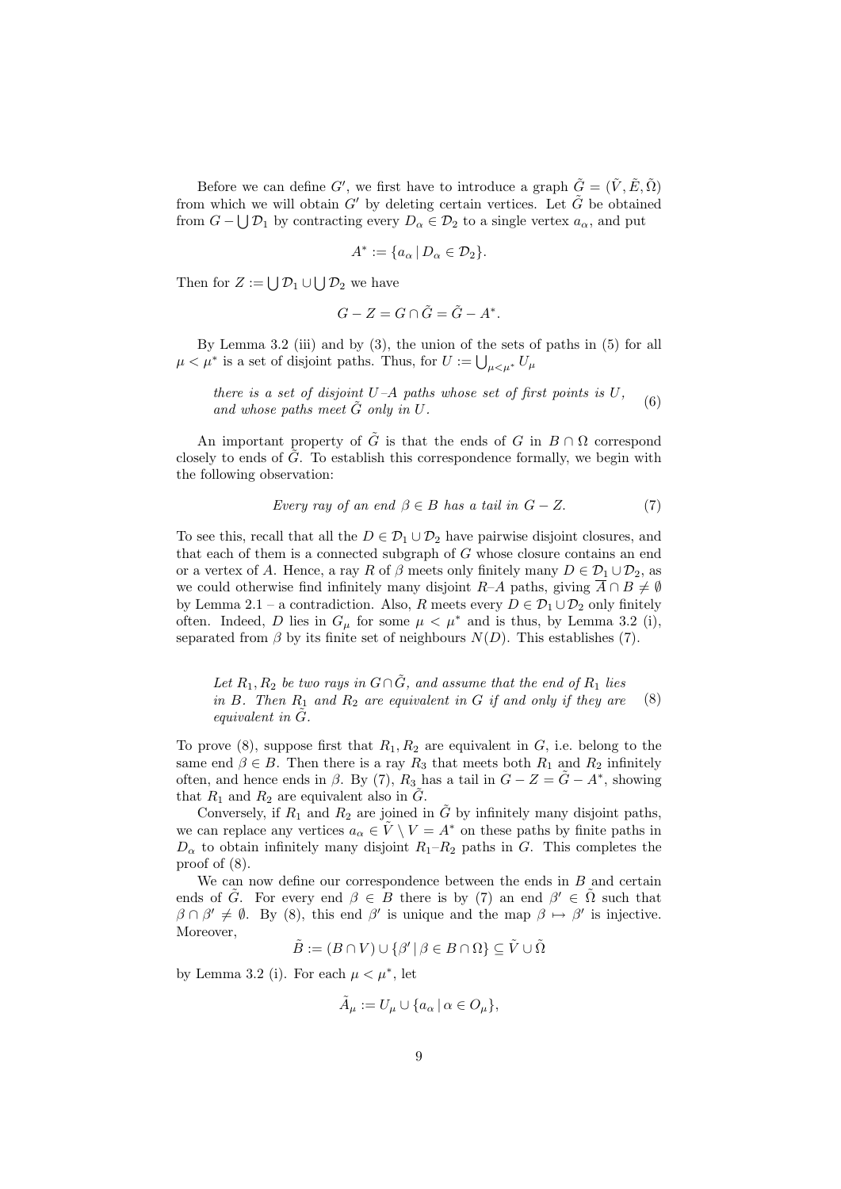Before we can define $G'$, we first have to introduce a graph $\tilde{G} = (\tilde{V}, \tilde{E}, \tilde{\Omega})$ from which we will obtain $G'$ by deleting certain vertices. Let $\tilde{G}$ be obtained from $G - \bigcup \mathcal{D}_1$ by contracting every $D_\alpha \in \mathcal{D}_2$ to a single vertex $a_\alpha$, and put

$$A^* := \{a_\alpha \mid D_\alpha \in \mathcal{D}_2\}.$$

Then for $Z := \bigcup \mathcal{D}_1 \cup \bigcup \mathcal{D}_2$ we have

$$G - Z = G \cap \tilde{G} = \tilde{G} - A^*.$$

By Lemma 3.2 (iii) and by (3), the union of the sets of paths in (5) for all $\mu < \mu^*$ is a set of disjoint paths. Thus, for $U := \bigcup_{\mu < \mu^*} U_\mu$

*there is a set of disjoint $U$–$A$ paths whose set of first points is $U$, and whose paths meet $\tilde{G}$ only in $U$.* (6)

An important property of $\tilde{G}$ is that the ends of $G$ in $B \cap \Omega$ correspond closely to ends of $\tilde{G}$. To establish this correspondence formally, we begin with the following observation:

*Every ray of an end $\beta \in B$ has a tail in $G - Z$.* (7)

To see this, recall that all the $D \in \mathcal{D}_1 \cup \mathcal{D}_2$ have pairwise disjoint closures, and that each of them is a connected subgraph of $G$ whose closure contains an end or a vertex of $A$. Hence, a ray $R$ of $\beta$ meets only finitely many $D \in \mathcal{D}_1 \cup \mathcal{D}_2$, as we could otherwise find infinitely many disjoint $R$–$A$ paths, giving $\overline{A} \cap B \neq \emptyset$ by Lemma 2.1 – a contradiction. Also, $R$ meets every $D \in \mathcal{D}_1 \cup \mathcal{D}_2$ only finitely often. Indeed, $D$ lies in $G_\mu$ for some $\mu < \mu^*$ and is thus, by Lemma 3.2 (i), separated from $\beta$ by its finite set of neighbours $N(D)$. This establishes (7).

*Let $R_1, R_2$ be two rays in $G \cap \tilde{G}$, and assume that the end of $R_1$ lies in $B$. Then $R_1$ and $R_2$ are equivalent in $G$ if and only if they are equivalent in $\tilde{G}$.* (8)

To prove (8), suppose first that $R_1, R_2$ are equivalent in $G$, i.e. belong to the same end $\beta \in B$. Then there is a ray $R_3$ that meets both $R_1$ and $R_2$ infinitely often, and hence ends in $\beta$. By (7), $R_3$ has a tail in $G - Z = \tilde{G} - A^*$, showing that $R_1$ and $R_2$ are equivalent also in $\tilde{G}$.

Conversely, if $R_1$ and $R_2$ are joined in $\tilde{G}$ by infinitely many disjoint paths, we can replace any vertices $a_\alpha \in \tilde{V} \setminus V = A^*$ on these paths by finite paths in $D_\alpha$ to obtain infinitely many disjoint $R_1$–$R_2$ paths in $G$. This completes the proof of (8).

We can now define our correspondence between the ends in $B$ and certain ends of $\tilde{G}$. For every end $\beta \in B$ there is by (7) an end $\beta' \in \tilde{\Omega}$ such that $\beta \cap \beta' \neq \emptyset$. By (8), this end $\beta'$ is unique and the map $\beta \mapsto \beta'$ is injective. Moreover,

$$\tilde{B} := (B \cap V) \cup \{\beta' \mid \beta \in B \cap \Omega\} \subseteq \tilde{V} \cup \tilde{\Omega}$$

by Lemma 3.2 (i). For each $\mu < \mu^*$, let

$$\tilde{A}_\mu := U_\mu \cup \{a_\alpha \mid \alpha \in O_\mu\},$$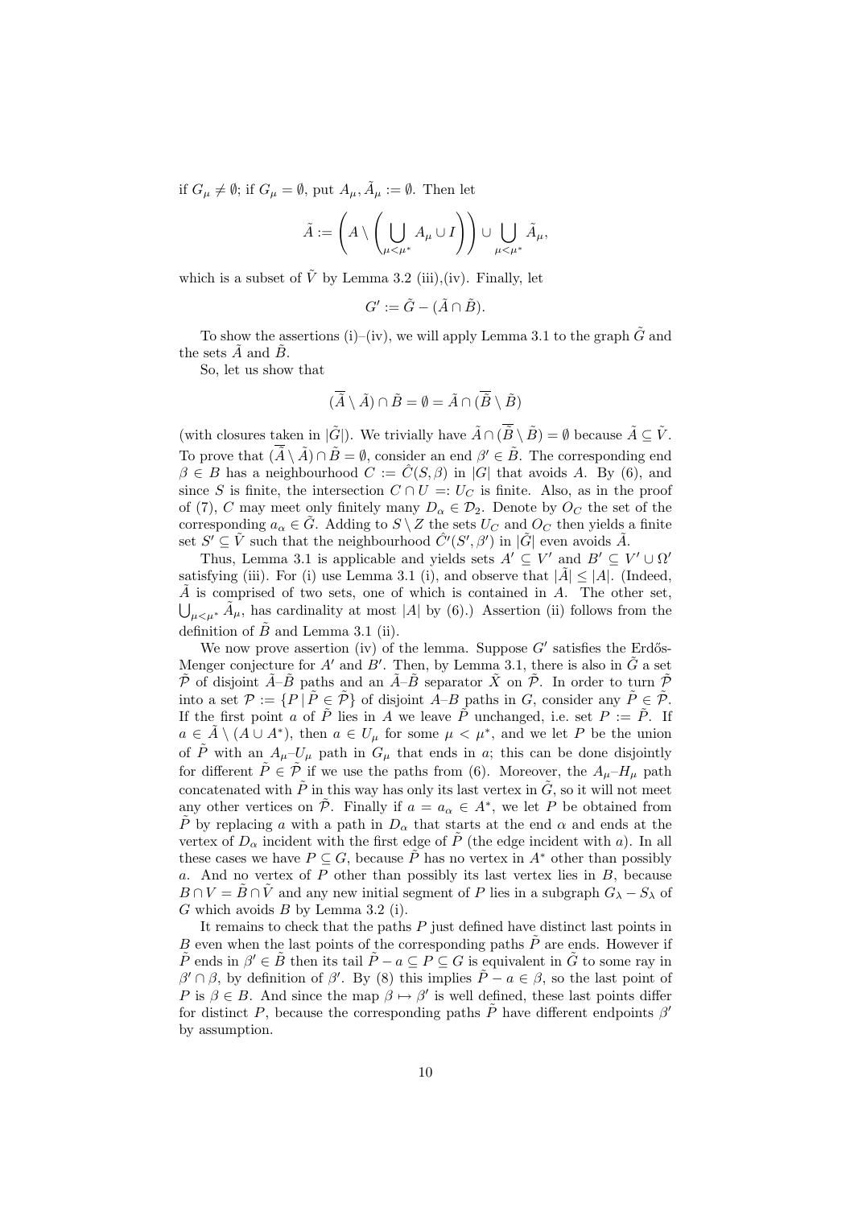if $G_\mu \neq \emptyset$; if $G_\mu = \emptyset$, put $A_\mu, \tilde{A}_\mu := \emptyset$. Then let

$$\tilde{A} := \left( A \setminus \left( \bigcup_{\mu < \mu^*} A_\mu \cup I \right) \right) \cup \bigcup_{\mu < \mu^*} \tilde{A}_\mu,$$

which is a subset of $\tilde{V}$ by Lemma 3.2 (iii),(iv). Finally, let

$$G' := \tilde{G} - (\tilde{A} \cap \tilde{B}).$$

To show the assertions (i)–(iv), we will apply Lemma 3.1 to the graph $\tilde{G}$ and the sets $\tilde{A}$ and $\tilde{B}$.

So, let us show that

$$(\overline{\tilde{A}} \setminus \tilde{A}) \cap \tilde{B} = \emptyset = \tilde{A} \cap (\overline{\tilde{B}} \setminus \tilde{B})$$

(with closures taken in $|\tilde{G}|$). We trivially have $\tilde{A} \cap (\overline{\tilde{B}} \setminus \tilde{B}) = \emptyset$ because $\tilde{A} \subseteq \tilde{V}$. To prove that $(\overline{\tilde{A}} \setminus \tilde{A}) \cap \tilde{B} = \emptyset$, consider an end $\beta' \in \tilde{B}$. The corresponding end $\beta \in B$ has a neighbourhood $C := \hat{C}(S, \beta)$ in $|G|$ that avoids $A$. By (6), and since $S$ is finite, the intersection $C \cap U =: U_C$ is finite. Also, as in the proof of (7), $C$ may meet only finitely many $D_\alpha \in \mathcal{D}_2$. Denote by $O_C$ the set of the corresponding $a_\alpha \in \tilde{G}$. Adding to $S \setminus Z$ the sets $U_C$ and $O_C$ then yields a finite set $S' \subseteq \tilde{V}$ such that the neighbourhood $\hat{C}'(S', \beta')$ in $|\tilde{G}|$ even avoids $\tilde{A}$.

Thus, Lemma 3.1 is applicable and yields sets $A' \subseteq V'$ and $B' \subseteq V' \cup \Omega'$ satisfying (iii). For (i) use Lemma 3.1 (i), and observe that $|\tilde{A}| \leq |A|$. (Indeed, $\tilde{A}$ is comprised of two sets, one of which is contained in $A$. The other set, $\bigcup_{\mu < \mu^*} \tilde{A}_\mu$, has cardinality at most $|A|$ by (6).) Assertion (ii) follows from the definition of $\tilde{B}$ and Lemma 3.1 (ii).

We now prove assertion (iv) of the lemma. Suppose $G'$ satisfies the Erdős-Menger conjecture for $A'$ and $B'$. Then, by Lemma 3.1, there is also in $\tilde{G}$ a set $\tilde{\mathcal{P}}$ of disjoint $\tilde{A}$–$\tilde{B}$ paths and an $\tilde{A}$–$\tilde{B}$ separator $\tilde{X}$ on $\tilde{\mathcal{P}}$. In order to turn $\tilde{\mathcal{P}}$ into a set $\mathcal{P} := \{P \mid \tilde{P} \in \tilde{\mathcal{P}}\}$ of disjoint $A$–$B$ paths in $G$, consider any $\tilde{P} \in \tilde{\mathcal{P}}$. If the first point $a$ of $\tilde{P}$ lies in $A$ we leave $\tilde{P}$ unchanged, i.e. set $P := \tilde{P}$. If $a \in \tilde{A} \setminus (A \cup A^*)$, then $a \in U_\mu$ for some $\mu < \mu^*$, and we let $P$ be the union of $\tilde{P}$ with an $A_\mu$–$U_\mu$ path in $G_\mu$ that ends in $a$; this can be done disjointly for different $\tilde{P} \in \tilde{\mathcal{P}}$ if we use the paths from (6). Moreover, the $A_\mu$–$H_\mu$ path concatenated with $\tilde{P}$ in this way has only its last vertex in $\tilde{G}$, so it will not meet any other vertices on $\tilde{\mathcal{P}}$. Finally if $a = a_\alpha \in A^*$, we let $P$ be obtained from $\tilde{P}$ by replacing $a$ with a path in $D_\alpha$ that starts at the end $\alpha$ and ends at the vertex of $D_\alpha$ incident with the first edge of $\tilde{P}$ (the edge incident with $a$). In all these cases we have $P \subseteq G$, because $\tilde{P}$ has no vertex in $A^*$ other than possibly $a$. And no vertex of $P$ other than possibly its last vertex lies in $B$, because $B \cap V = \tilde{B} \cap \tilde{V}$ and any new initial segment of $P$ lies in a subgraph $G_\lambda - S_\lambda$ of $G$ which avoids $B$ by Lemma 3.2 (i).

It remains to check that the paths $P$ just defined have distinct last points in $B$ even when the last points of the corresponding paths $\tilde{P}$ are ends. However if $\tilde{P}$ ends in $\beta' \in \tilde{B}$ then its tail $\tilde{P} - a \subseteq P \subseteq G$ is equivalent in $\tilde{G}$ to some ray in $\beta' \cap \beta$, by definition of $\beta'$. By (8) this implies $\tilde{P} - a \in \beta$, so the last point of $P$ is $\beta \in B$. And since the map $\beta \mapsto \beta'$ is well defined, these last points differ for distinct $P$, because the corresponding paths $\tilde{P}$ have different endpoints $\beta'$ by assumption.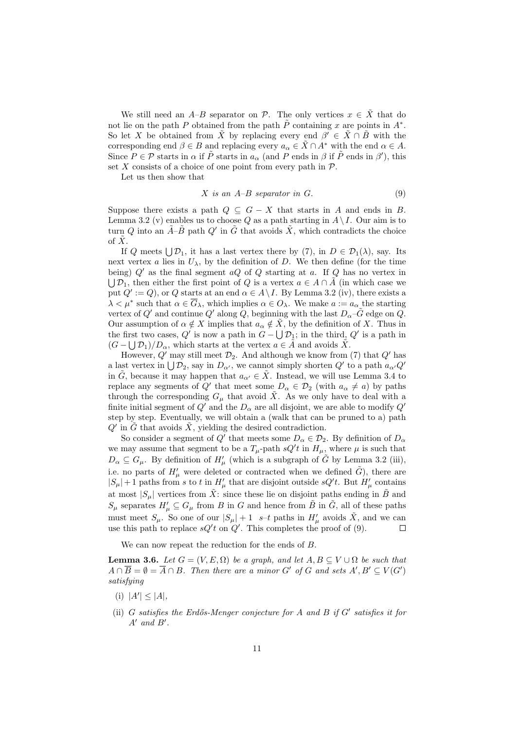We still need an $A$–$B$ separator on $\mathcal{P}$. The only vertices $x \in \tilde{X}$ that do not lie on the path $P$ obtained from the path $\tilde{P}$ containing $x$ are points in $A^*$. So let $X$ be obtained from $\tilde{X}$ by replacing every end $\beta' \in \tilde{X} \cap \tilde{B}$ with the corresponding end $\beta \in B$ and replacing every $a_\alpha \in \tilde{X} \cap A^*$ with the end $\alpha \in A$. Since $P \in \mathcal{P}$ starts in $\alpha$ if $\tilde{P}$ starts in $a_\alpha$ (and $P$ ends in $\beta$ if $\tilde{P}$ ends in $\beta'$), this set $X$ consists of a choice of one point from every path in $\mathcal{P}$.

Let us then show that

$$X \textit{ is an } A\text{–}B \textit{ separator in } G. \tag{9}$$

Suppose there exists a path $Q \subseteq G - X$ that starts in $A$ and ends in $B$. Lemma 3.2 (v) enables us to choose $Q$ as a path starting in $A \setminus I$. Our aim is to turn $Q$ into an $\tilde{A}$–$\tilde{B}$ path $Q'$ in $\tilde{G}$ that avoids $\tilde{X}$, which contradicts the choice of $\tilde{X}$.

If $Q$ meets $\bigcup \mathcal{D}_1$, it has a last vertex there by (7), in $D \in \mathcal{D}_1(\lambda)$, say. Its next vertex $a$ lies in $U_\lambda$, by the definition of $D$. We then define (for the time being) $Q'$ as the final segment $aQ$ of $Q$ starting at $a$. If $Q$ has no vertex in $\bigcup \mathcal{D}_1$, then either the first point of $Q$ is a vertex $a \in A \cap \tilde{A}$ (in which case we put $Q' := Q$), or $Q$ starts at an end $\alpha \in A \setminus I$. By Lemma 3.2 (iv), there exists a $\lambda < \mu^*$ such that $\alpha \in \overline{G}_\lambda$, which implies $\alpha \in O_\lambda$. We make $a := a_\alpha$ the starting vertex of $Q'$ and continue $Q'$ along $Q$, beginning with the last $D_\alpha$–$\tilde{G}$ edge on $Q$. Our assumption of $\alpha \notin X$ implies that $a_\alpha \notin \tilde{X}$, by the definition of $X$. Thus in the first two cases, $Q'$ is now a path in $G - \bigcup \mathcal{D}_1$; in the third, $Q'$ is a path in $(G - \bigcup \mathcal{D}_1)/D_\alpha$, which starts at the vertex $a \in \tilde{A}$ and avoids $\tilde{X}$.

However, $Q'$ may still meet $\mathcal{D}_2$. And although we know from (7) that $Q'$ has a last vertex in $\bigcup \mathcal{D}_2$, say in $D_{\alpha'}$, we cannot simply shorten $Q'$ to a path $a_{\alpha'}Q'$ in $\tilde{G}$, because it may happen that $a_{\alpha'} \in \tilde{X}$. Instead, we will use Lemma 3.4 to replace any segments of $Q'$ that meet some $D_\alpha \in \mathcal{D}_2$ (with $a_\alpha \neq a$) by paths through the corresponding $G_\mu$ that avoid $\tilde{X}$. As we only have to deal with a finite initial segment of $Q'$ and the $D_\alpha$ are all disjoint, we are able to modify $Q'$ step by step. Eventually, we will obtain a (walk that can be pruned to a) path $Q'$ in $\tilde{G}$ that avoids $\tilde{X}$, yielding the desired contradiction.

So consider a segment of $Q'$ that meets some $D_\alpha \in \mathcal{D}_2$. By definition of $D_\alpha$ we may assume that segment to be a $T_\mu$-path $sQ't$ in $H_\mu$, where $\mu$ is such that $D_\alpha \subseteq G_\mu$. By definition of $H'_\mu$ (which is a subgraph of $\tilde{G}$ by Lemma 3.2 (iii), i.e. no parts of $H'_\mu$ were deleted or contracted when we defined $\tilde{G}$), there are $|S_\mu| + 1$ paths from $s$ to $t$ in $H'_\mu$ that are disjoint outside $sQ't$. But $H'_\mu$ contains at most $|S_\mu|$ vertices from $\tilde{X}$: since these lie on disjoint paths ending in $\tilde{B}$ and $S_\mu$ separates $H'_\mu \subseteq G_\mu$ from $B$ in $G$ and hence from $\tilde{B}$ in $\tilde{G}$, all of these paths must meet $S_\mu$. So one of our $|S_\mu| + 1$ $s$–$t$ paths in $H'_\mu$ avoids $\tilde{X}$, and we can use this path to replace $sQ't$ on $Q'$. This completes the proof of (9). $\square$

We can now repeat the reduction for the ends of $B$.

**Lemma 3.6.** *Let $G = (V, E, \Omega)$ be a graph, and let $A, B \subseteq V \cup \Omega$ be such that $A \cap \overline{B} = \emptyset = \overline{A} \cap B$. Then there are a minor $G'$ of $G$ and sets $A', B' \subseteq V(G')$ satisfying*

(i) $|A'| \leq |A|$,

(ii) *$G$ satisfies the Erdős-Menger conjecture for $A$ and $B$ if $G'$ satisfies it for $A'$ and $B'$.*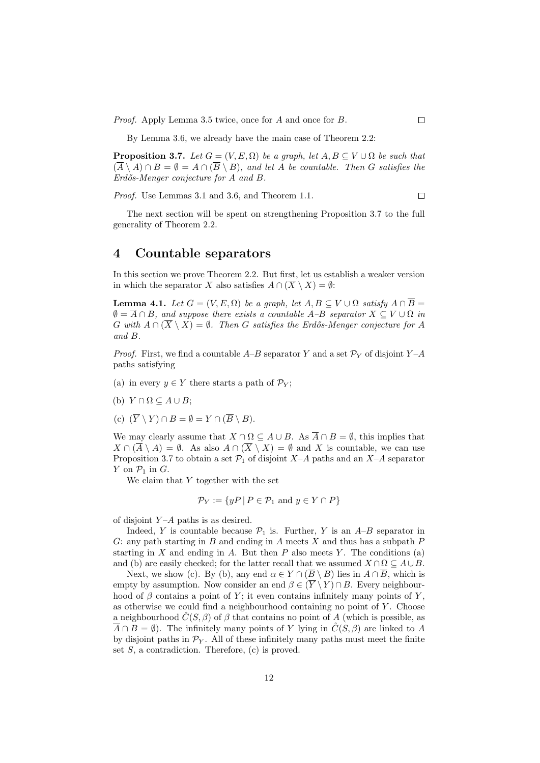*Proof.* Apply Lemma 3.5 twice, once for $A$ and once for $B$. $\square$

By Lemma 3.6, we already have the main case of Theorem 2.2:

**Proposition 3.7.** *Let $G = (V, E, \Omega)$ be a graph, let $A, B \subseteq V \cup \Omega$ be such that $(\overline{A} \setminus A) \cap B = \emptyset = A \cap (\overline{B} \setminus B)$, and let $A$ be countable. Then $G$ satisfies the Erdős-Menger conjecture for $A$ and $B$.*

*Proof.* Use Lemmas 3.1 and 3.6, and Theorem 1.1. $\square$

The next section will be spent on strengthening Proposition 3.7 to the full generality of Theorem 2.2.

## 4 Countable separators

In this section we prove Theorem 2.2. But first, let us establish a weaker version in which the separator $X$ also satisfies $A \cap (\overline{X} \setminus X) = \emptyset$:

**Lemma 4.1.** *Let $G = (V, E, \Omega)$ be a graph, let $A, B \subseteq V \cup \Omega$ satisfy $A \cap \overline{B} = \emptyset = \overline{A} \cap B$, and suppose there exists a countable $A$–$B$ separator $X \subseteq V \cup \Omega$ in $G$ with $A \cap (\overline{X} \setminus X) = \emptyset$. Then $G$ satisfies the Erdős-Menger conjecture for $A$ and $B$.*

*Proof.* First, we find a countable $A$–$B$ separator $Y$ and a set $\mathcal{P}_Y$ of disjoint $Y$–$A$ paths satisfying

(a) in every $y \in Y$ there starts a path of $\mathcal{P}_Y$;

(b) $Y \cap \Omega \subseteq A \cup B$;

(c) $(\overline{Y} \setminus Y) \cap B = \emptyset = Y \cap (\overline{B} \setminus B)$.

We may clearly assume that $X \cap \Omega \subseteq A \cup B$. As $\overline{A} \cap B = \emptyset$, this implies that $X \cap (\overline{A} \setminus A) = \emptyset$. As also $A \cap (\overline{X} \setminus X) = \emptyset$ and $X$ is countable, we can use Proposition 3.7 to obtain a set $\mathcal{P}_1$ of disjoint $X$–$A$ paths and an $X$–$A$ separator $Y$ on $\mathcal{P}_1$ in $G$.

We claim that $Y$ together with the set

$$\mathcal{P}_Y := \{yP \mid P \in \mathcal{P}_1 \text{ and } y \in Y \cap P\}$$

of disjoint $Y$–$A$ paths is as desired.

Indeed, $Y$ is countable because $\mathcal{P}_1$ is. Further, $Y$ is an $A$–$B$ separator in $G$: any path starting in $B$ and ending in $A$ meets $X$ and thus has a subpath $P$ starting in $X$ and ending in $A$. But then $P$ also meets $Y$. The conditions (a) and (b) are easily checked; for the latter recall that we assumed $X \cap \Omega \subseteq A \cup B$.

Next, we show (c). By (b), any end $\alpha \in Y \cap (\overline{B} \setminus B)$ lies in $A \cap \overline{B}$, which is empty by assumption. Now consider an end $\beta \in (\overline{Y} \setminus Y) \cap B$. Every neighbourhood of $\beta$ contains a point of $Y$; it even contains infinitely many points of $Y$, as otherwise we could find a neighbourhood containing no point of $Y$. Choose a neighbourhood $\hat{C}(S, \beta)$ of $\beta$ that contains no point of $A$ (which is possible, as $\overline{A} \cap B = \emptyset$). The infinitely many points of $Y$ lying in $\hat{C}(S, \beta)$ are linked to $A$ by disjoint paths in $\mathcal{P}_Y$. All of these infinitely many paths must meet the finite set $S$, a contradiction. Therefore, (c) is proved.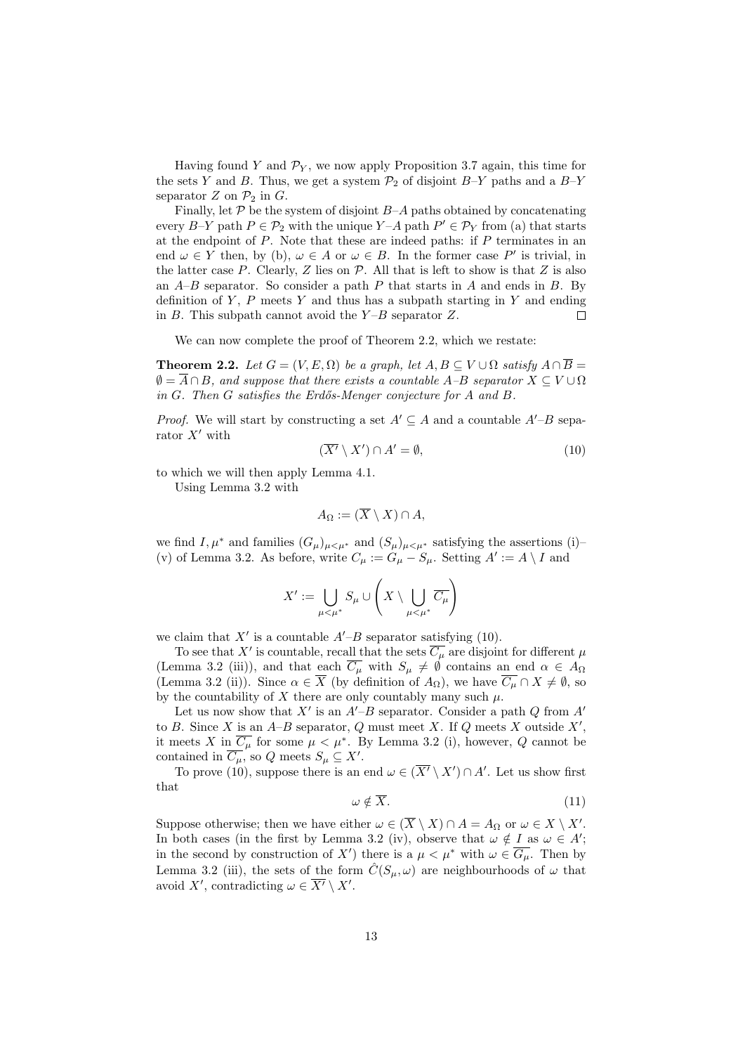Having found $Y$ and $\mathcal{P}_Y$, we now apply Proposition 3.7 again, this time for the sets $Y$ and $B$. Thus, we get a system $\mathcal{P}_2$ of disjoint $B$–$Y$ paths and a $B$–$Y$ separator $Z$ on $\mathcal{P}_2$ in $G$.

Finally, let $\mathcal{P}$ be the system of disjoint $B$–$A$ paths obtained by concatenating every $B$–$Y$ path $P \in \mathcal{P}_2$ with the unique $Y$–$A$ path $P' \in \mathcal{P}_Y$ from (a) that starts at the endpoint of $P$. Note that these are indeed paths: if $P$ terminates in an end $\omega \in Y$ then, by (b), $\omega \in A$ or $\omega \in B$. In the former case $P'$ is trivial, in the latter case $P$. Clearly, $Z$ lies on $\mathcal{P}$. All that is left to show is that $Z$ is also an $A$–$B$ separator. So consider a path $P$ that starts in $A$ and ends in $B$. By definition of $Y$, $P$ meets $Y$ and thus has a subpath starting in $Y$ and ending in $B$. This subpath cannot avoid the $Y$–$B$ separator $Z$. □

We can now complete the proof of Theorem 2.2, which we restate:

**Theorem 2.2.** *Let $G = (V, E, \Omega)$ be a graph, let $A, B \subseteq V \cup \Omega$ satisfy $A \cap \overline{B} = \emptyset = \overline{A} \cap B$, and suppose that there exists a countable $A$–$B$ separator $X \subseteq V \cup \Omega$ in $G$. Then $G$ satisfies the Erdős-Menger conjecture for $A$ and $B$.*

*Proof.* We will start by constructing a set $A' \subseteq A$ and a countable $A'$–$B$ separator $X'$ with

$$(\overline{X'} \setminus X') \cap A' = \emptyset, \tag{10}$$

to which we will then apply Lemma 4.1.

Using Lemma 3.2 with

$$A_\Omega := (\overline{X} \setminus X) \cap A,$$

we find $I, \mu^*$ and families $(G_\mu)_{\mu<\mu^*}$ and $(S_\mu)_{\mu<\mu^*}$ satisfying the assertions (i)–(v) of Lemma 3.2. As before, write $C_\mu := G_\mu - S_\mu$. Setting $A' := A \setminus I$ and

$$X' := \bigcup_{\mu<\mu^*} S_\mu \cup \left( X \setminus \bigcup_{\mu<\mu^*} \overline{C_\mu} \right)$$

we claim that $X'$ is a countable $A'$–$B$ separator satisfying (10).

To see that $X'$ is countable, recall that the sets $\overline{C_\mu}$ are disjoint for different $\mu$ (Lemma 3.2 (iii)), and that each $\overline{C_\mu}$ with $S_\mu \neq \emptyset$ contains an end $\alpha \in A_\Omega$ (Lemma 3.2 (ii)). Since $\alpha \in \overline{X}$ (by definition of $A_\Omega$), we have $\overline{C_\mu} \cap X \neq \emptyset$, so by the countability of $X$ there are only countably many such $\mu$.

Let us now show that $X'$ is an $A'$–$B$ separator. Consider a path $Q$ from $A'$ to $B$. Since $X$ is an $A$–$B$ separator, $Q$ must meet $X$. If $Q$ meets $X$ outside $X'$, it meets $X$ in $\overline{C_\mu}$ for some $\mu < \mu^*$. By Lemma 3.2 (i), however, $Q$ cannot be contained in $\overline{C_\mu}$, so $Q$ meets $S_\mu \subseteq X'$.

To prove (10), suppose there is an end $\omega \in (\overline{X'} \setminus X') \cap A'$. Let us show first that

$$\omega \notin \overline{X}. \tag{11}$$

Suppose otherwise; then we have either $\omega \in (\overline{X} \setminus X) \cap A = A_\Omega$ or $\omega \in X \setminus X'$. In both cases (in the first by Lemma 3.2 (iv), observe that $\omega \notin I$ as $\omega \in A'$; in the second by construction of $X'$) there is a $\mu < \mu^*$ with $\omega \in \overline{G_\mu}$. Then by Lemma 3.2 (iii), the sets of the form $\hat{C}(S_\mu, \omega)$ are neighbourhoods of $\omega$ that avoid $X'$, contradicting $\omega \in \overline{X'} \setminus X'$.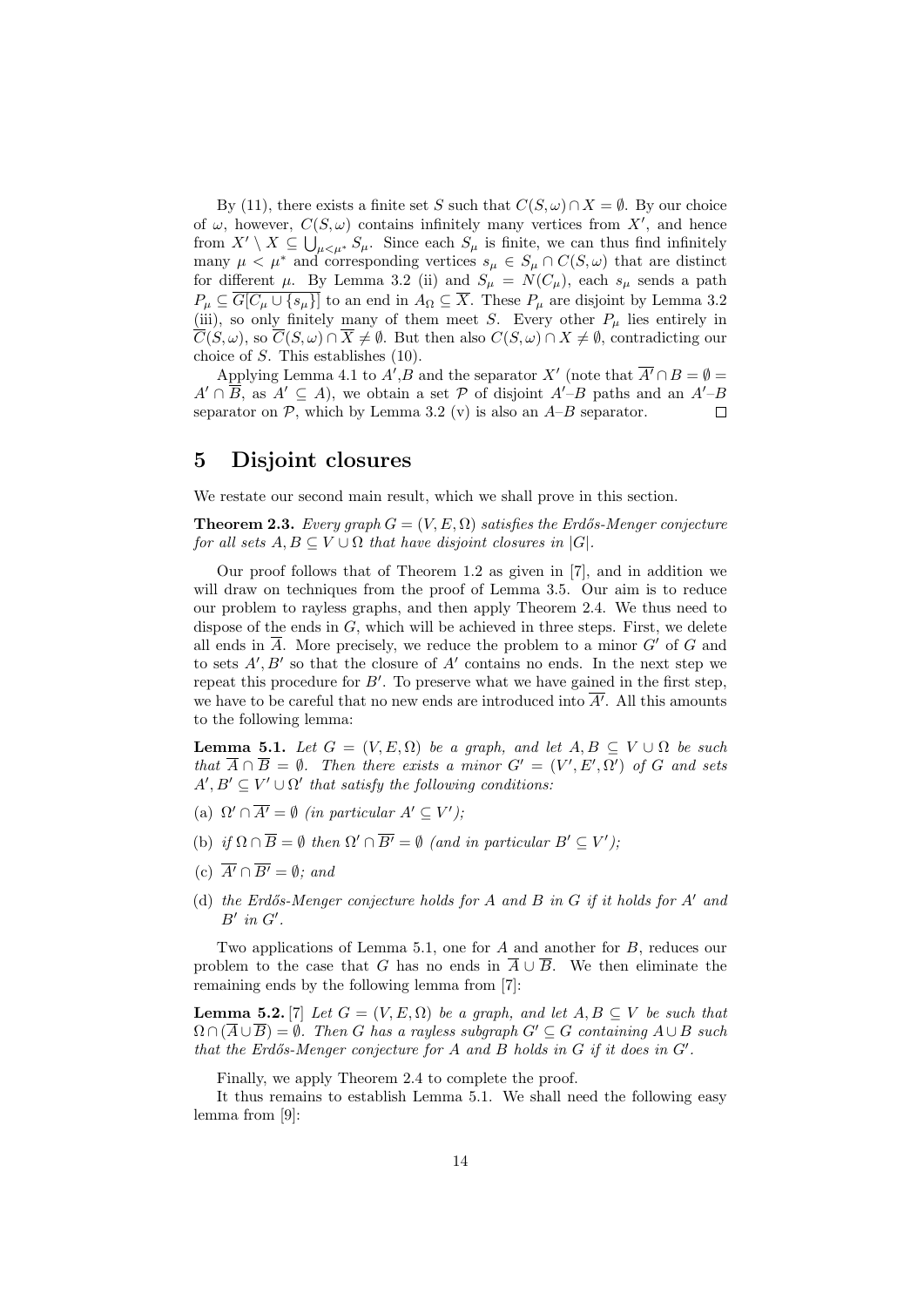By (11), there exists a finite set $S$ such that $C(S,\omega) \cap X = \emptyset$. By our choice of $\omega$, however, $C(S,\omega)$ contains infinitely many vertices from $X'$, and hence from $X' \setminus X \subseteq \bigcup_{\mu<\mu^*} S_\mu$. Since each $S_\mu$ is finite, we can thus find infinitely many $\mu < \mu^*$ and corresponding vertices $s_\mu \in S_\mu \cap C(S,\omega)$ that are distinct for different $\mu$. By Lemma 3.2 (ii) and $S_\mu = N(C_\mu)$, each $s_\mu$ sends a path $P_\mu \subseteq \overline{G[C_\mu \cup \{s_\mu\}]}$ to an end in $A_\Omega \subseteq \overline{X}$. These $P_\mu$ are disjoint by Lemma 3.2 (iii), so only finitely many of them meet $S$. Every other $P_\mu$ lies entirely in $\overline{C}(S,\omega)$, so $\overline{C}(S,\omega) \cap \overline{X} \neq \emptyset$. But then also $C(S,\omega) \cap X \neq \emptyset$, contradicting our choice of $S$. This establishes (10).

Applying Lemma 4.1 to $A'$,$B$ and the separator $X'$ (note that $\overline{A'} \cap B = \emptyset = A' \cap \overline{B}$, as $A' \subseteq A$), we obtain a set $\mathcal{P}$ of disjoint $A'$–$B$ paths and an $A'$–$B$ separator on $\mathcal{P}$, which by Lemma 3.2 (v) is also an $A$–$B$ separator. $\square$

# 5 Disjoint closures

We restate our second main result, which we shall prove in this section.

**Theorem 2.3.** *Every graph $G = (V, E, \Omega)$ satisfies the Erdős-Menger conjecture for all sets $A, B \subseteq V \cup \Omega$ that have disjoint closures in $|G|$.*

Our proof follows that of Theorem 1.2 as given in [7], and in addition we will draw on techniques from the proof of Lemma 3.5. Our aim is to reduce our problem to rayless graphs, and then apply Theorem 2.4. We thus need to dispose of the ends in $G$, which will be achieved in three steps. First, we delete all ends in $\overline{A}$. More precisely, we reduce the problem to a minor $G'$ of $G$ and to sets $A', B'$ so that the closure of $A'$ contains no ends. In the next step we repeat this procedure for $B'$. To preserve what we have gained in the first step, we have to be careful that no new ends are introduced into $\overline{A'}$. All this amounts to the following lemma:

**Lemma 5.1.** *Let $G = (V, E, \Omega)$ be a graph, and let $A, B \subseteq V \cup \Omega$ be such that $\overline{A} \cap \overline{B} = \emptyset$. Then there exists a minor $G' = (V', E', \Omega')$ of $G$ and sets $A', B' \subseteq V' \cup \Omega'$ that satisfy the following conditions:*

(a) *$\Omega' \cap \overline{A'} = \emptyset$ (in particular $A' \subseteq V'$);*

(b) *if $\Omega \cap \overline{B} = \emptyset$ then $\Omega' \cap \overline{B'} = \emptyset$ (and in particular $B' \subseteq V'$);*

(c) *$\overline{A'} \cap \overline{B'} = \emptyset$; and*

(d) *the Erdős-Menger conjecture holds for $A$ and $B$ in $G$ if it holds for $A'$ and $B'$ in $G'$.*

Two applications of Lemma 5.1, one for $A$ and another for $B$, reduces our problem to the case that $G$ has no ends in $\overline{A} \cup \overline{B}$. We then eliminate the remaining ends by the following lemma from [7]:

**Lemma 5.2.** [7] *Let $G = (V, E, \Omega)$ be a graph, and let $A, B \subseteq V$ be such that $\Omega \cap (\overline{A} \cup \overline{B}) = \emptyset$. Then $G$ has a rayless subgraph $G' \subseteq G$ containing $A \cup B$ such that the Erdős-Menger conjecture for $A$ and $B$ holds in $G$ if it does in $G'$.*

Finally, we apply Theorem 2.4 to complete the proof.

It thus remains to establish Lemma 5.1. We shall need the following easy lemma from [9]: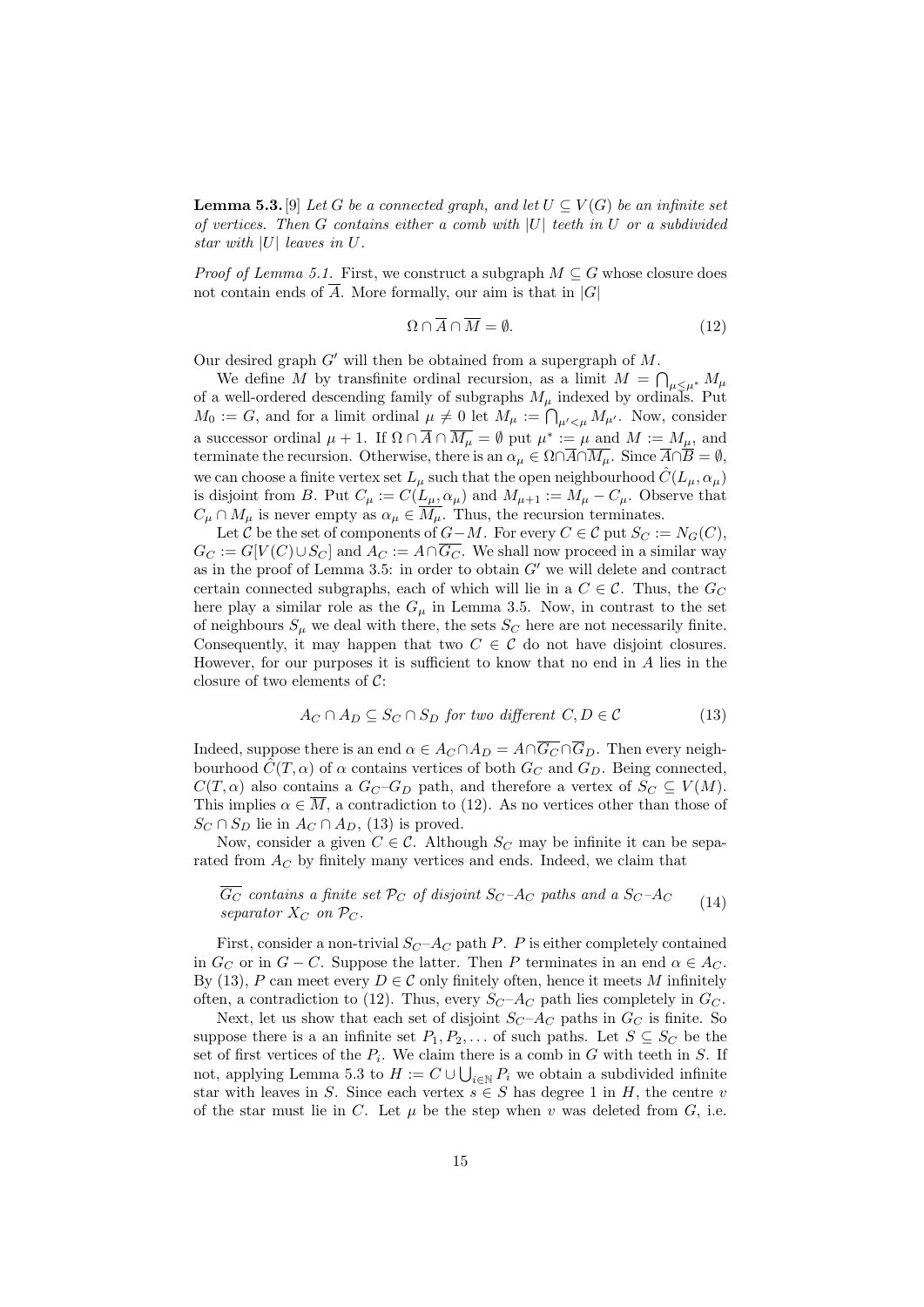**Lemma 5.3.** [9] *Let $G$ be a connected graph, and let $U \subseteq V(G)$ be an infinite set of vertices. Then $G$ contains either a comb with $|U|$ teeth in $U$ or a subdivided star with $|U|$ leaves in $U$.*

*Proof of Lemma 5.1.* First, we construct a subgraph $M \subseteq G$ whose closure does not contain ends of $\overline{A}$. More formally, our aim is that in $|G|$

$$\Omega \cap \overline{A} \cap \overline{M} = \emptyset. \tag{12}$$

Our desired graph $G'$ will then be obtained from a supergraph of $M$.

We define $M$ by transfinite ordinal recursion, as a limit $M = \bigcap_{\mu < \mu^*} M_\mu$ of a well-ordered descending family of subgraphs $M_\mu$ indexed by ordinals. Put $M_0 := G$, and for a limit ordinal $\mu \neq 0$ let $M_\mu := \bigcap_{\mu' < \mu} M_{\mu'}$. Now, consider a successor ordinal $\mu + 1$. If $\Omega \cap \overline{A} \cap \overline{M_\mu} = \emptyset$ put $\mu^* := \mu$ and $M := M_\mu$, and terminate the recursion. Otherwise, there is an $\alpha_\mu \in \Omega \cap \overline{A} \cap \overline{M_\mu}$. Since $\overline{A} \cap \overline{B} = \emptyset$, we can choose a finite vertex set $L_\mu$ such that the open neighbourhood $\hat{C}(L_\mu, \alpha_\mu)$ is disjoint from $B$. Put $C_\mu := C(L_\mu, \alpha_\mu)$ and $M_{\mu+1} := M_\mu - C_\mu$. Observe that $C_\mu \cap M_\mu$ is never empty as $\alpha_\mu \in \overline{M_\mu}$. Thus, the recursion terminates.

Let $\mathcal{C}$ be the set of components of $G - M$. For every $C \in \mathcal{C}$ put $S_C := N_G(C)$, $G_C := G[V(C) \cup S_C]$ and $A_C := A \cap \overline{G_C}$. We shall now proceed in a similar way as in the proof of Lemma 3.5: in order to obtain $G'$ we will delete and contract certain connected subgraphs, each of which will lie in a $C \in \mathcal{C}$. Thus, the $G_C$ here play a similar role as the $G_\mu$ in Lemma 3.5. Now, in contrast to the set of neighbours $S_\mu$ we deal with there, the sets $S_C$ here are not necessarily finite. Consequently, it may happen that two $C \in \mathcal{C}$ do not have disjoint closures. However, for our purposes it is sufficient to know that no end in $A$ lies in the closure of two elements of $\mathcal{C}$:

$$A_C \cap A_D \subseteq S_C \cap S_D \text{ for two different } C, D \in \mathcal{C} \tag{13}$$

Indeed, suppose there is an end $\alpha \in A_C \cap A_D = A \cap \overline{G_C} \cap \overline{G}_D$. Then every neighbourhood $\hat{C}(T, \alpha)$ of $\alpha$ contains vertices of both $G_C$ and $G_D$. Being connected, $C(T, \alpha)$ also contains a $G_C$–$G_D$ path, and therefore a vertex of $S_C \subseteq V(M)$. This implies $\alpha \in \overline{M}$, a contradiction to (12). As no vertices other than those of $S_C \cap S_D$ lie in $A_C \cap A_D$, (13) is proved.

Now, consider a given $C \in \mathcal{C}$. Although $S_C$ may be infinite it can be separated from $A_C$ by finitely many vertices and ends. Indeed, we claim that

$$\text{$\overline{G_C}$ contains a finite set $\mathcal{P}_C$ of disjoint $S_C$–$A_C$ paths and a $S_C$–$A_C$ separator $X_C$ on $\mathcal{P}_C$.} \tag{14}$$

First, consider a non-trivial $S_C$–$A_C$ path $P$. $P$ is either completely contained in $G_C$ or in $G - C$. Suppose the latter. Then $P$ terminates in an end $\alpha \in A_C$. By (13), $P$ can meet every $D \in \mathcal{C}$ only finitely often, hence it meets $M$ infinitely often, a contradiction to (12). Thus, every $S_C$–$A_C$ path lies completely in $G_C$.

Next, let us show that each set of disjoint $S_C$–$A_C$ paths in $G_C$ is finite. So suppose there is a an infinite set $P_1, P_2, \ldots$ of such paths. Let $S \subseteq S_C$ be the set of first vertices of the $P_i$. We claim there is a comb in $G$ with teeth in $S$. If not, applying Lemma 5.3 to $H := C \cup \bigcup_{i \in \mathbb{N}} P_i$ we obtain a subdivided infinite star with leaves in $S$. Since each vertex $s \in S$ has degree 1 in $H$, the centre $v$ of the star must lie in $C$. Let $\mu$ be the step when $v$ was deleted from $G$, i.e.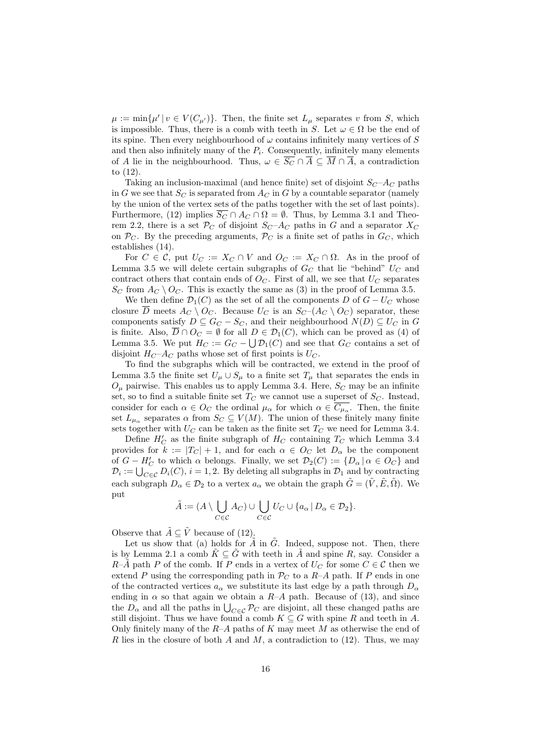$\mu := \min\{\mu' \mid v \in V(C_{\mu'})\}$. Then, the finite set $L_\mu$ separates $v$ from $S$, which is impossible. Thus, there is a comb with teeth in $S$. Let $\omega \in \Omega$ be the end of its spine. Then every neighbourhood of $\omega$ contains infinitely many vertices of $S$ and then also infinitely many of the $P_i$. Consequently, infinitely many elements of $A$ lie in the neighbourhood. Thus, $\omega \in \overline{S_C} \cap \overline{A} \subseteq \overline{M} \cap \overline{A}$, a contradiction to (12).

Taking an inclusion-maximal (and hence finite) set of disjoint $S_C$–$A_C$ paths in $G$ we see that $S_C$ is separated from $A_C$ in $G$ by a countable separator (namely by the union of the vertex sets of the paths together with the set of last points). Furthermore, (12) implies $\overline{S_C} \cap A_C \cap \Omega = \emptyset$. Thus, by Lemma 3.1 and Theorem 2.2, there is a set $\mathcal{P}_C$ of disjoint $S_C$–$A_C$ paths in $G$ and a separator $X_C$ on $\mathcal{P}_C$. By the preceding arguments, $\mathcal{P}_C$ is a finite set of paths in $G_C$, which establishes (14).

For $C \in \mathcal{C}$, put $U_C := X_C \cap V$ and $O_C := X_C \cap \Omega$. As in the proof of Lemma 3.5 we will delete certain subgraphs of $G_C$ that lie "behind" $U_C$ and contract others that contain ends of $O_C$. First of all, we see that $U_C$ separates $S_C$ from $A_C \setminus O_C$. This is exactly the same as (3) in the proof of Lemma 3.5.

We then define $\mathcal{D}_1(C)$ as the set of all the components $D$ of $G - U_C$ whose closure $\overline{D}$ meets $A_C \setminus O_C$. Because $U_C$ is an $S_C$–$(A_C \setminus O_C)$ separator, these components satisfy $D \subseteq G_C - S_C$, and their neighbourhood $N(D) \subseteq U_C$ in $G$ is finite. Also, $\overline{D} \cap O_C = \emptyset$ for all $D \in \mathcal{D}_1(C)$, which can be proved as (4) of Lemma 3.5. We put $H_C := G_C - \bigcup \mathcal{D}_1(C)$ and see that $G_C$ contains a set of disjoint $H_C$–$A_C$ paths whose set of first points is $U_C$.

To find the subgraphs which will be contracted, we extend in the proof of Lemma 3.5 the finite set $U_\mu \cup S_\mu$ to a finite set $T_\mu$ that separates the ends in $O_\mu$ pairwise. This enables us to apply Lemma 3.4. Here, $S_C$ may be an infinite set, so to find a suitable finite set $T_C$ we cannot use a superset of $S_C$. Instead, consider for each $\alpha \in O_C$ the ordinal $\mu_\alpha$ for which $\alpha \in \overline{C_{\mu_\alpha}}$. Then, the finite set $L_{\mu_\alpha}$ separates $\alpha$ from $S_C \subseteq V(M)$. The union of these finitely many finite sets together with $U_C$ can be taken as the finite set $T_C$ we need for Lemma 3.4.

Define $H'_C$ as the finite subgraph of $H_C$ containing $T_C$ which Lemma 3.4 provides for $k := |T_C| + 1$, and for each $\alpha \in O_C$ let $D_\alpha$ be the component of $G - H'_C$ to which $\alpha$ belongs. Finally, we set $\mathcal{D}_2(C) := \{D_\alpha \mid \alpha \in O_C\}$ and $\mathcal{D}_i := \bigcup_{C \in \mathcal{C}} D_i(C)$, $i = 1, 2$. By deleting all subgraphs in $\mathcal{D}_1$ and by contracting each subgraph $D_\alpha \in \mathcal{D}_2$ to a vertex $a_\alpha$ we obtain the graph $\tilde{G} = (\tilde{V}, \tilde{E}, \tilde{\Omega})$. We put

$$\tilde{A} := (A \setminus \bigcup_{C \in \mathcal{C}} A_C) \cup \bigcup_{C \in \mathcal{C}} U_C \cup \{a_\alpha \mid D_\alpha \in \mathcal{D}_2\}.$$

Observe that $\tilde{A} \subseteq \tilde{V}$ because of (12).

Let us show that (a) holds for $\tilde{A}$ in $\tilde{G}$. Indeed, suppose not. Then, there is by Lemma 2.1 a comb $\tilde{K} \subseteq \tilde{G}$ with teeth in $\tilde{A}$ and spine $R$, say. Consider a $R$–$\tilde{A}$ path $P$ of the comb. If $P$ ends in a vertex of $U_C$ for some $C \in \mathcal{C}$ then we extend $P$ using the corresponding path in $\mathcal{P}_C$ to a $R$–$A$ path. If $P$ ends in one of the contracted vertices $a_\alpha$ we substitute its last edge by a path through $D_\alpha$ ending in $\alpha$ so that again we obtain a $R$–$A$ path. Because of (13), and since the $D_\alpha$ and all the paths in $\bigcup_{C \in \mathcal{C}} \mathcal{P}_C$ are disjoint, all these changed paths are still disjoint. Thus we have found a comb $K \subseteq G$ with spine $R$ and teeth in $A$. Only finitely many of the $R$–$A$ paths of $K$ may meet $M$ as otherwise the end of $R$ lies in the closure of both $A$ and $M$, a contradiction to (12). Thus, we may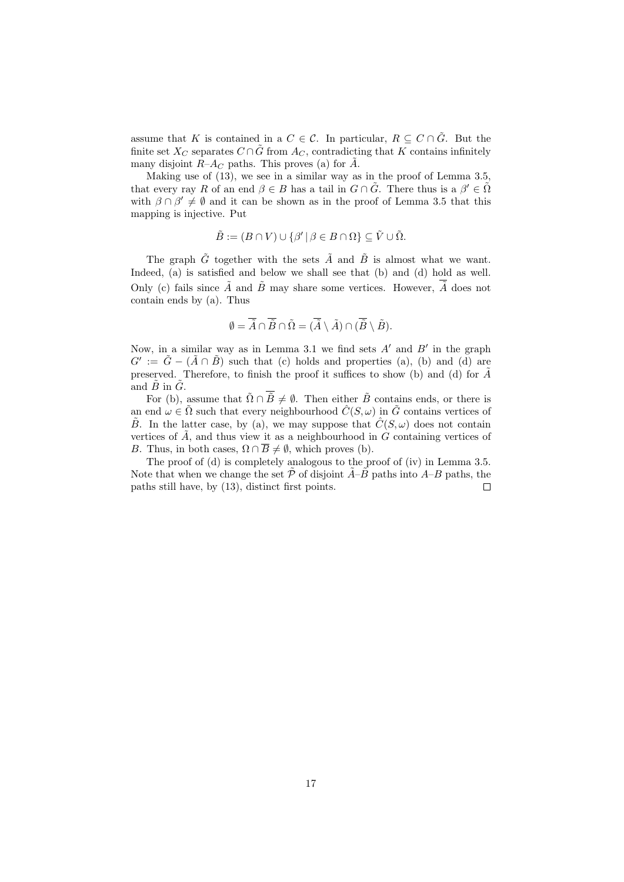assume that $K$ is contained in a $C \in \mathcal{C}$. In particular, $R \subseteq C \cap \tilde{G}$. But the finite set $X_C$ separates $C \cap \tilde{G}$ from $A_C$, contradicting that $K$ contains infinitely many disjoint $R$–$A_C$ paths. This proves (a) for $\tilde{A}$.

Making use of (13), we see in a similar way as in the proof of Lemma 3.5, that every ray $R$ of an end $\beta \in B$ has a tail in $G \cap \tilde{G}$. There thus is a $\beta' \in \tilde{\Omega}$ with $\beta \cap \beta' \neq \emptyset$ and it can be shown as in the proof of Lemma 3.5 that this mapping is injective. Put

$$\tilde{B} := (B \cap V) \cup \{\beta' \mid \beta \in B \cap \Omega\} \subseteq \tilde{V} \cup \tilde{\Omega}.$$

The graph $\tilde{G}$ together with the sets $\tilde{A}$ and $\tilde{B}$ is almost what we want. Indeed, (a) is satisfied and below we shall see that (b) and (d) hold as well. Only (c) fails since $\tilde{A}$ and $\tilde{B}$ may share some vertices. However, $\overline{\tilde{A}}$ does not contain ends by (a). Thus

$$\emptyset = \overline{\tilde{A}} \cap \overline{\tilde{B}} \cap \tilde{\Omega} = (\overline{\tilde{A}} \setminus \tilde{A}) \cap (\overline{\tilde{B}} \setminus \tilde{B}).$$

Now, in a similar way as in Lemma 3.1 we find sets $A'$ and $B'$ in the graph $G' := \tilde{G} - (\tilde{A} \cap \tilde{B})$ such that (c) holds and properties (a), (b) and (d) are preserved. Therefore, to finish the proof it suffices to show (b) and (d) for $\tilde{A}$ and $\tilde{B}$ in $\tilde{G}$.

For (b), assume that $\tilde{\Omega} \cap \overline{\tilde{B}} \neq \emptyset$. Then either $\tilde{B}$ contains ends, or there is an end $\omega \in \tilde{\Omega}$ such that every neighbourhood $\hat{C}(S, \omega)$ in $\tilde{G}$ contains vertices of $\tilde{B}$. In the latter case, by (a), we may suppose that $\hat{C}(S, \omega)$ does not contain vertices of $\tilde{A}$, and thus view it as a neighbourhood in $G$ containing vertices of $B$. Thus, in both cases, $\Omega \cap \overline{B} \neq \emptyset$, which proves (b).

The proof of (d) is completely analogous to the proof of (iv) in Lemma 3.5. Note that when we change the set $\tilde{\mathcal{P}}$ of disjoint $\tilde{A}$–$\tilde{B}$ paths into $A$–$B$ paths, the paths still have, by (13), distinct first points. $\square$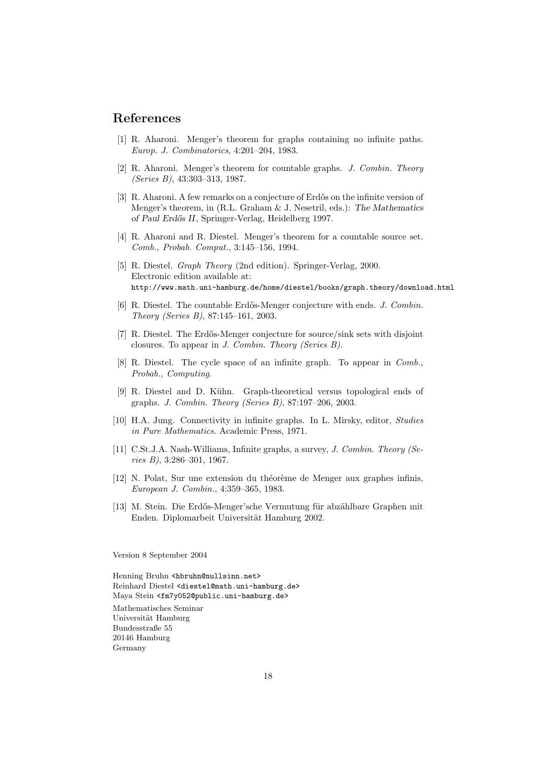## References

[1] R. Aharoni. Menger's theorem for graphs containing no infinite paths. *Europ. J. Combinatorics*, 4:201–204, 1983.

[2] R. Aharoni. Menger's theorem for countable graphs. *J. Combin. Theory (Series B)*, 43:303–313, 1987.

[3] R. Aharoni. A few remarks on a conjecture of Erdős on the infinite version of Menger's theorem, in (R.L. Graham & J. Nesetril, eds.): *The Mathematics of Paul Erdős II*, Springer-Verlag, Heidelberg 1997.

[4] R. Aharoni and R. Diestel. Menger's theorem for a countable source set. *Comb., Probab. Comput.*, 3:145–156, 1994.

[5] R. Diestel. *Graph Theory* (2nd edition). Springer-Verlag, 2000. Electronic edition available at: `http://www.math.uni-hamburg.de/home/diestel/books/graph.theory/download.html`

[6] R. Diestel. The countable Erdős-Menger conjecture with ends. *J. Combin. Theory (Series B)*, 87:145–161, 2003.

[7] R. Diestel. The Erdős-Menger conjecture for source/sink sets with disjoint closures. To appear in *J. Combin. Theory (Series B)*.

[8] R. Diestel. The cycle space of an infinite graph. To appear in *Comb., Probab., Computing*.

[9] R. Diestel and D. Kühn. Graph-theoretical versus topological ends of graphs. *J. Combin. Theory (Series B)*, 87:197–206, 2003.

[10] H.A. Jung. Connectivity in infinite graphs. In L. Mirsky, editor, *Studies in Pure Mathematics*. Academic Press, 1971.

[11] C.St.J.A. Nash-Williams, Infinite graphs, a survey, *J. Combin. Theory (Series B)*, 3:286–301, 1967.

[12] N. Polat, Sur une extension du théorème de Menger aux graphes infinis, *European J. Combin.*, 4:359–365, 1983.

[13] M. Stein. Die Erdős-Menger'sche Vermutung für abzählbare Graphen mit Enden. Diplomarbeit Universität Hamburg 2002.

Version 8 September 2004

Henning Bruhn `<hbruhn@nullsinn.net>`
Reinhard Diestel `<diestel@math.uni-hamburg.de>`
Maya Stein `<fm7y052@public.uni-hamburg.de>`

Mathematisches Seminar
Universität Hamburg
Bundesstraße 55
20146 Hamburg
Germany